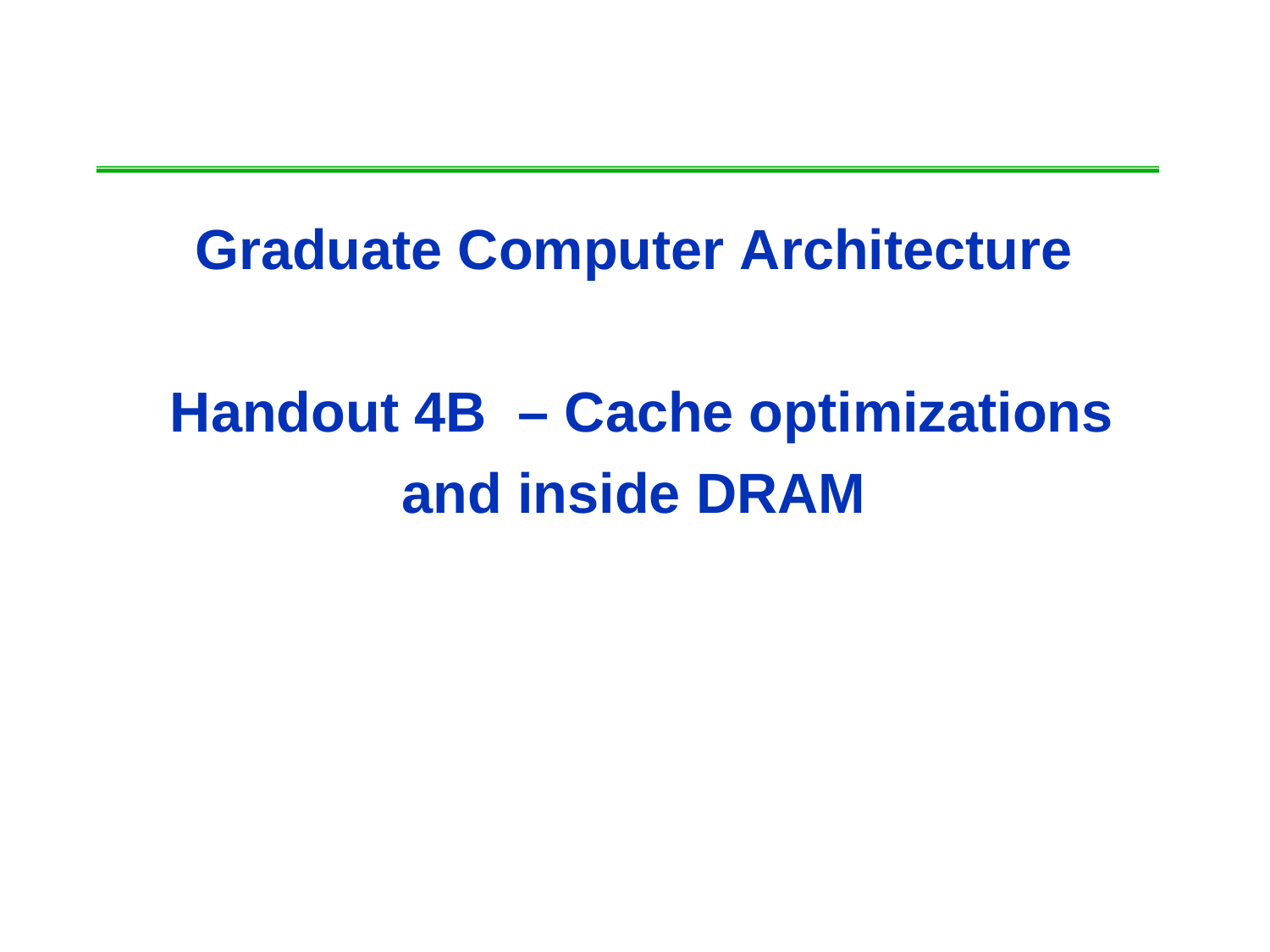# Graduate Computer Architecture

## Handout 4B – Cache optimizations and inside DRAM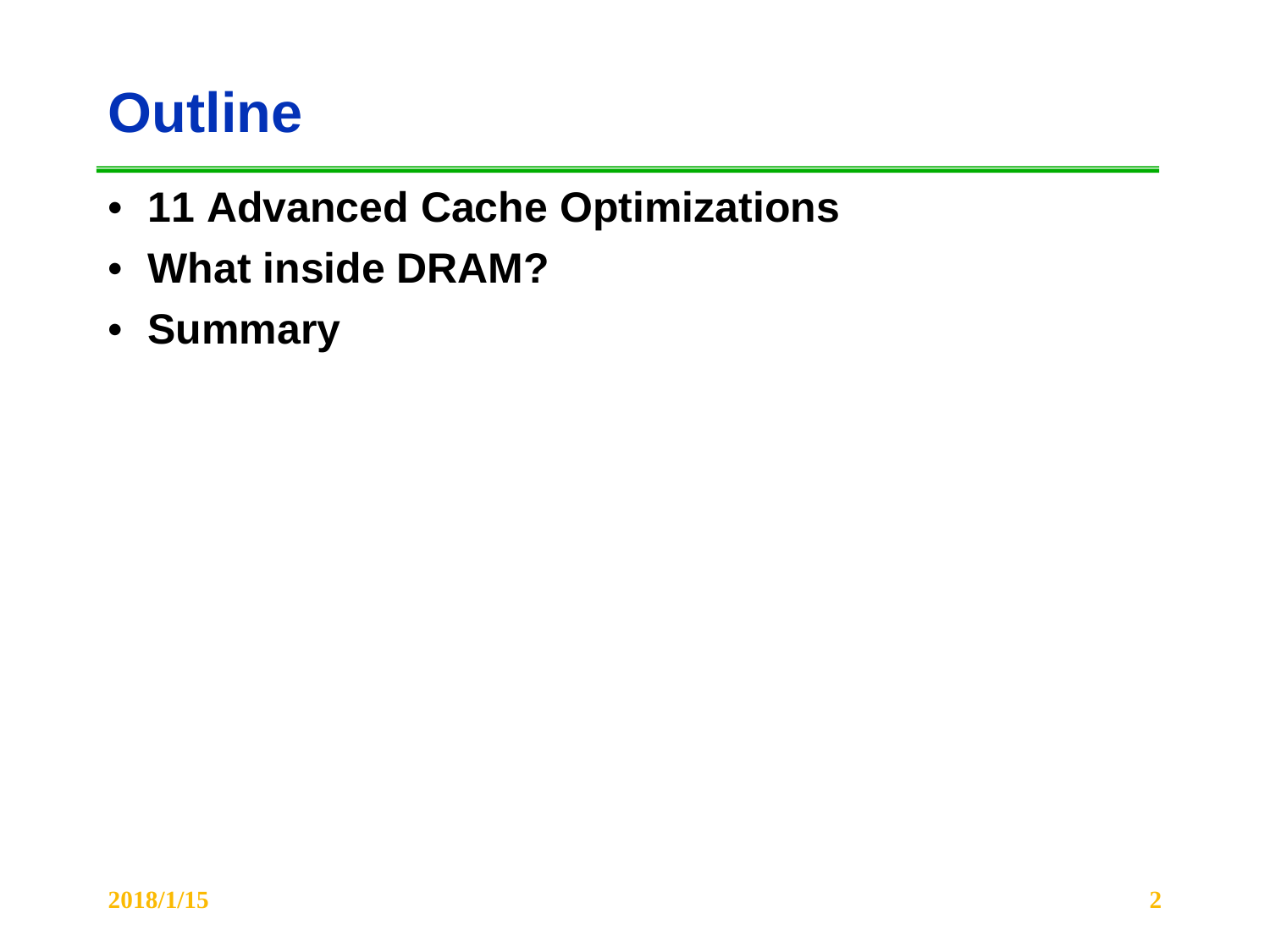# Outline

- **11 Advanced Cache Optimizations**
- **What inside DRAM?**
- **Summary**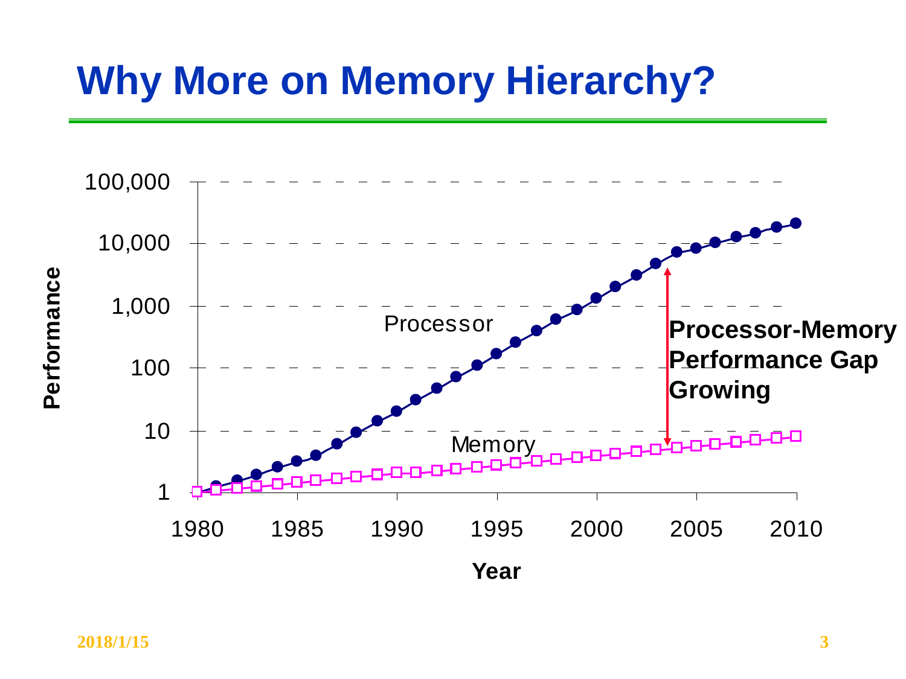# Why More on Memory Hierarchy?

Performance

100,000

10,000

1,000

100

10

1

1980 1985 1990 1995 2000 2005 2010

Year

Processor

Memory

**Processor-Memory Performance Gap Growing**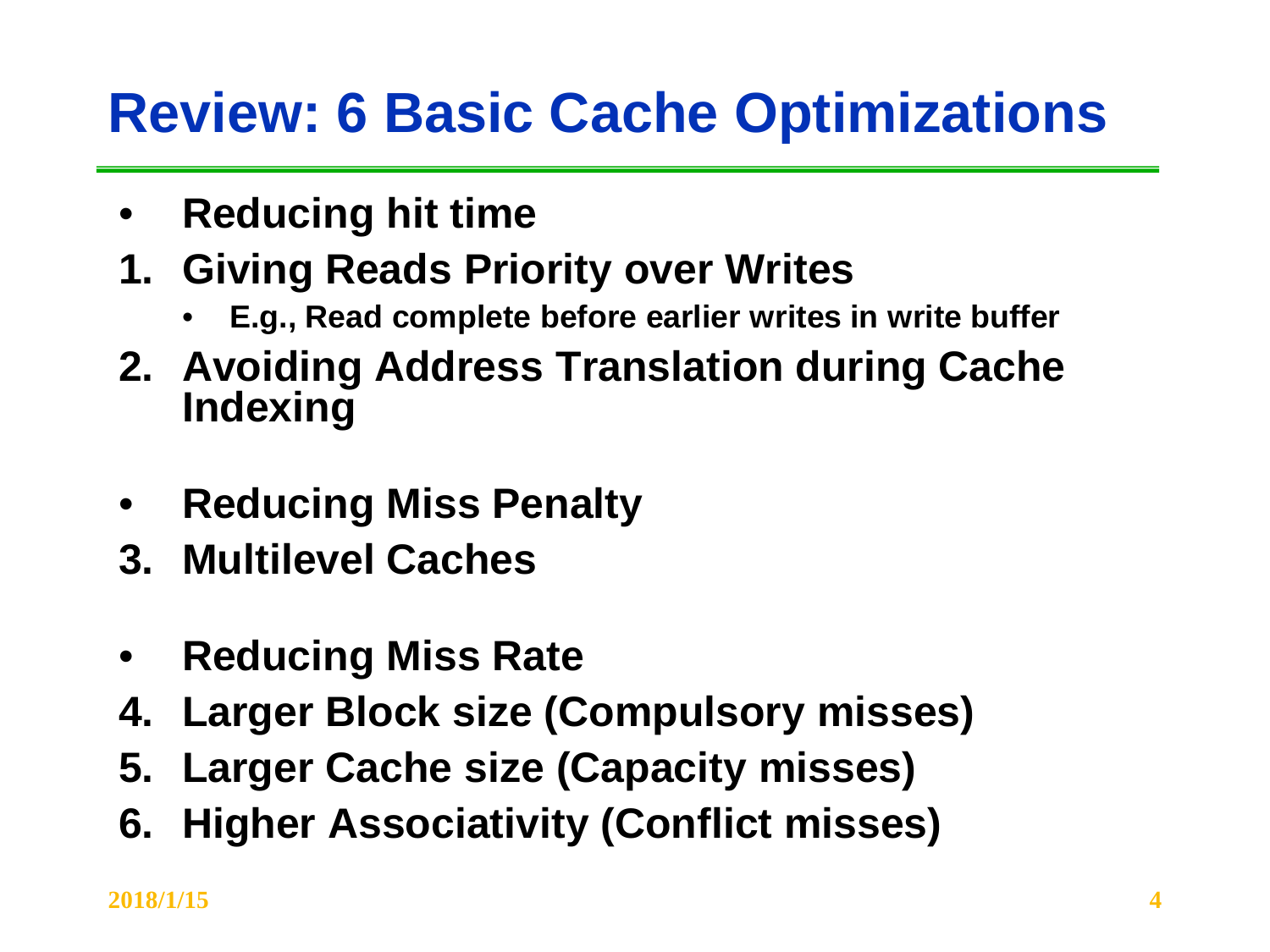# Review: 6 Basic Cache Optimizations

- **Reducing hit time**

1. **Giving Reads Priority over Writes**
   - **E.g., Read complete before earlier writes in write buffer**
2. **Avoiding Address Translation during Cache Indexing**

- **Reducing Miss Penalty**

3. **Multilevel Caches**

- **Reducing Miss Rate**

4. **Larger Block size (Compulsory misses)**
5. **Larger Cache size (Capacity misses)**
6. **Higher Associativity (Conflict misses)**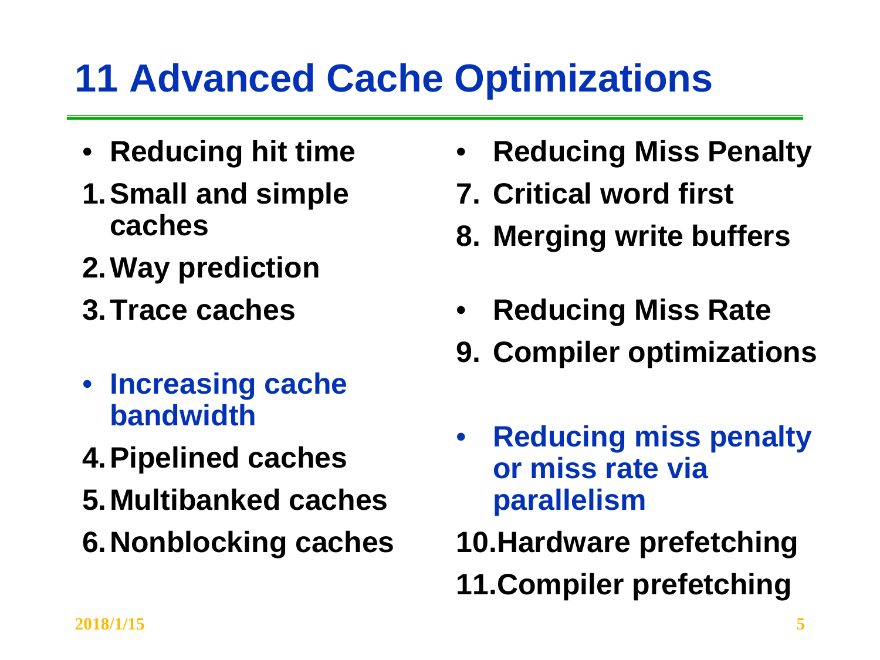# 11 Advanced Cache Optimizations

- **Reducing hit time**

1. **Small and simple caches**
2. **Way prediction**
3. **Trace caches**

- **Increasing cache bandwidth**

4. **Pipelined caches**
5. **Multibanked caches**
6. **Nonblocking caches**

- **Reducing Miss Penalty**

7. **Critical word first**
8. **Merging write buffers**

- **Reducing Miss Rate**

9. **Compiler optimizations**

- **Reducing miss penalty or miss rate via parallelism**

10. **Hardware prefetching**
11. **Compiler prefetching**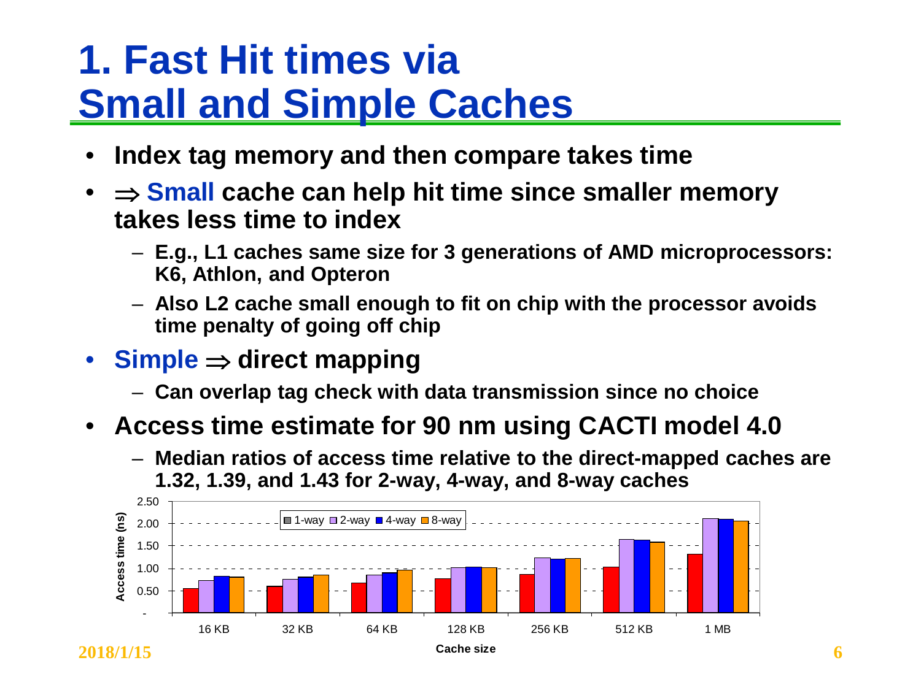# 1. Fast Hit times via Small and Simple Caches

- **Index tag memory and then compare takes time**
- **⇒ Small cache can help hit time since smaller memory takes less time to index**
  - **E.g., L1 caches same size for 3 generations of AMD microprocessors: K6, Athlon, and Opteron**
  - **Also L2 cache small enough to fit on chip with the processor avoids time penalty of going off chip**
- **Simple ⇒ direct mapping**
  - **Can overlap tag check with data transmission since no choice**
- **Access time estimate for 90 nm using CACTI model 4.0**
  - **Median ratios of access time relative to the direct-mapped caches are 1.32, 1.39, and 1.43 for 2-way, 4-way, and 8-way caches**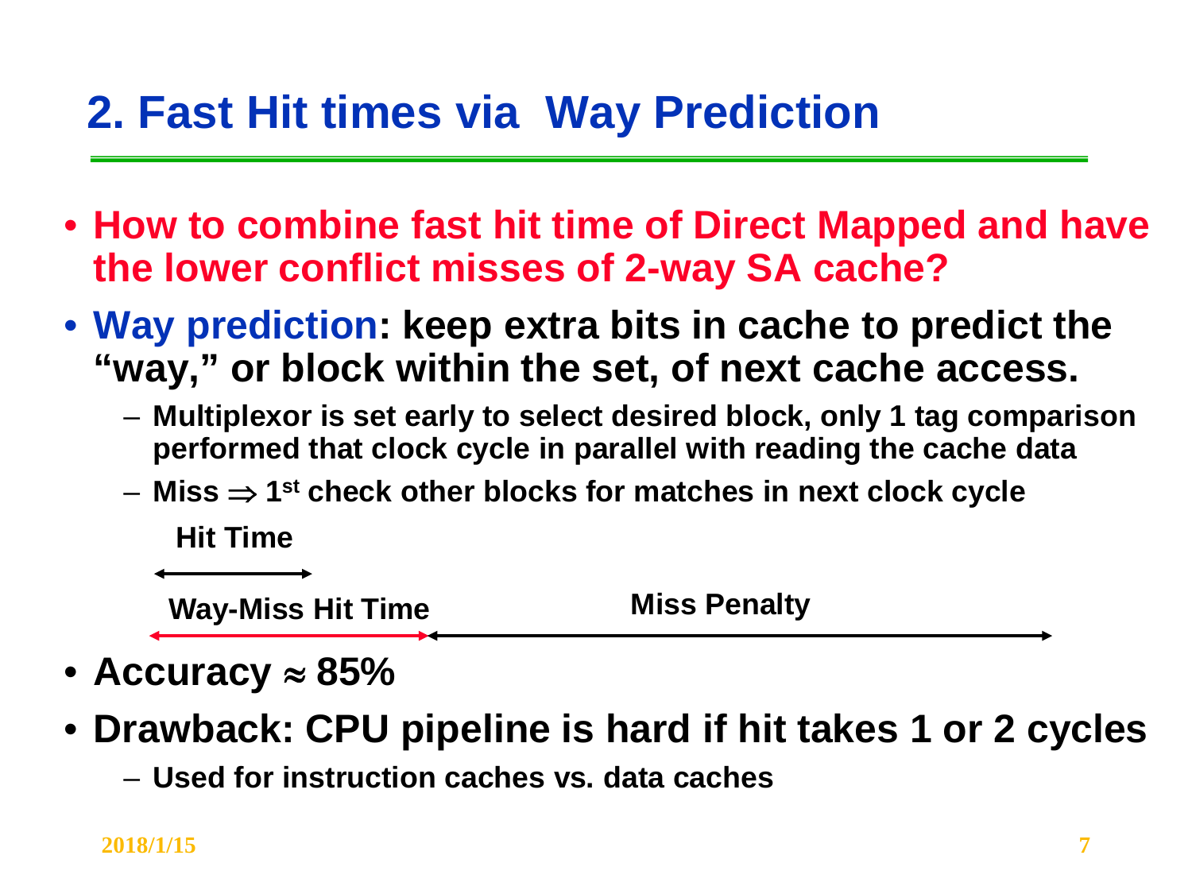## 2. Fast Hit times via Way Prediction

- **How to combine fast hit time of Direct Mapped and have the lower conflict misses of 2-way SA cache?**
- **Way prediction: keep extra bits in cache to predict the "way," or block within the set, of next cache access.**
  - **Multiplexor is set early to select desired block, only 1 tag comparison performed that clock cycle in parallel with reading the cache data**
  - **Miss $\Rightarrow$ 1st check other blocks for matches in next clock cycle**

**Hit Time**

**Way-Miss Hit Time** | **Miss Penalty**

- **Accuracy $\approx$ 85%**
- **Drawback: CPU pipeline is hard if hit takes 1 or 2 cycles**
  - **Used for instruction caches vs. data caches**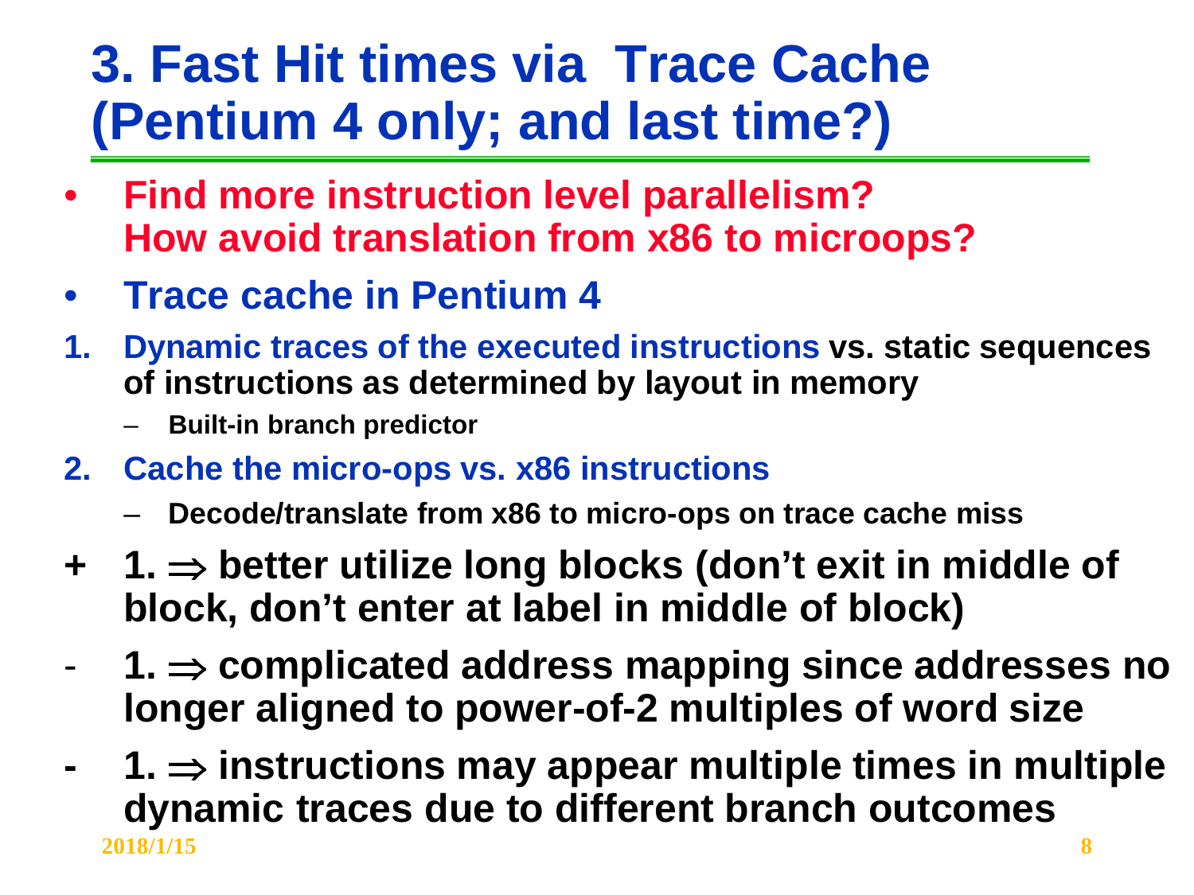# 3. Fast Hit times via Trace Cache (Pentium 4 only; and last time?)

- **Find more instruction level parallelism? How avoid translation from x86 to microops?**
- **Trace cache in Pentium 4**

1. **Dynamic traces of the executed instructions vs. static sequences of instructions as determined by layout in memory**
   - **Built-in branch predictor**
2. **Cache the micro-ops vs. x86 instructions**
   - **Decode/translate from x86 to micro-ops on trace cache miss**

\+ **1. $\Rightarrow$ better utilize long blocks (don't exit in middle of block, don't enter at label in middle of block)**

\- **1. $\Rightarrow$ complicated address mapping since addresses no longer aligned to power-of-2 multiples of word size**

\- **1. $\Rightarrow$ instructions may appear multiple times in multiple dynamic traces due to different branch outcomes**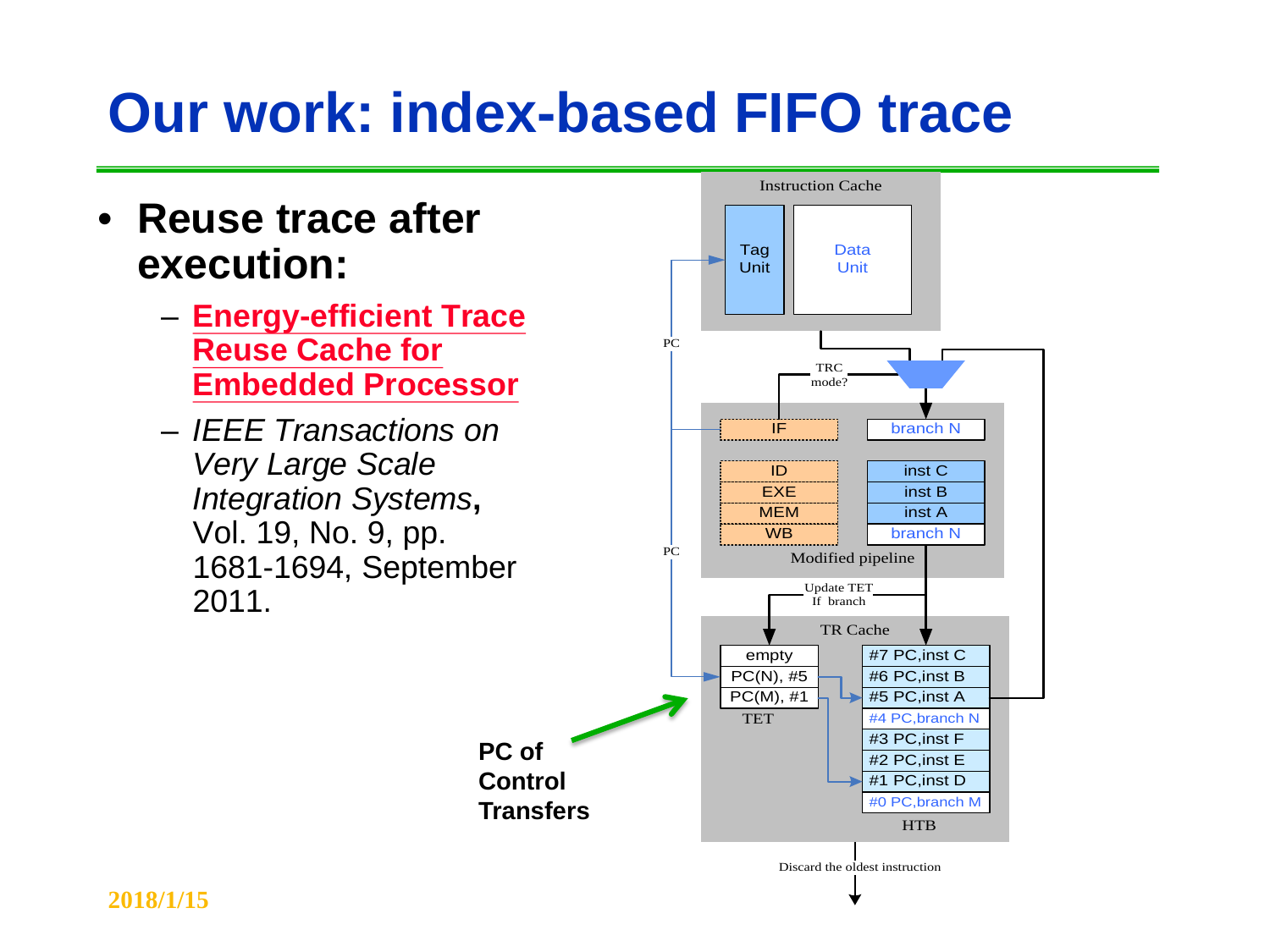# Our work: index-based FIFO trace

- **Reuse trace after execution:**
  - **Energy-efficient Trace Reuse Cache for Embedded Processor**
  - *IEEE Transactions on Very Large Scale Integration Systems*, Vol. 19, No. 9, pp. 1681-1694, September 2011.

Instruction Cache

Tag Unit | Data Unit

PC

TRC mode?

IF | branch N

ID | inst C
EXE | inst B
MEM | inst A
WB | branch N

Modified pipeline

Update TET If branch

TR Cache

| TET |
| --- |
| empty |
| PC(N), #5 |
| PC(M), #1 |

| HTB |
| --- |
| #7 PC,inst C |
| #6 PC,inst B |
| #5 PC,inst A |
| #4 PC,branch N |
| #3 PC,inst F |
| #2 PC,inst E |
| #1 PC,inst D |
| #0 PC,branch M |

Discard the oldest instruction

**PC of Control Transfers**

2018/1/15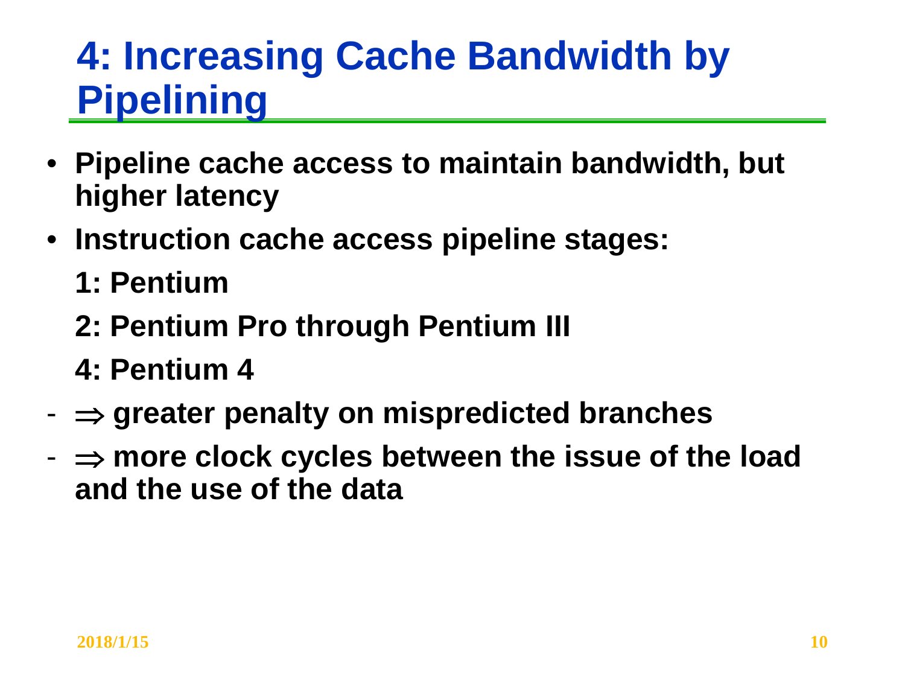# 4: Increasing Cache Bandwidth by Pipelining

- **Pipeline cache access to maintain bandwidth, but higher latency**
- **Instruction cache access pipeline stages:**

  **1: Pentium**

  **2: Pentium Pro through Pentium III**

  **4: Pentium 4**

- **$\Rightarrow$ greater penalty on mispredicted branches**
- **$\Rightarrow$ more clock cycles between the issue of the load and the use of the data**

2018/1/15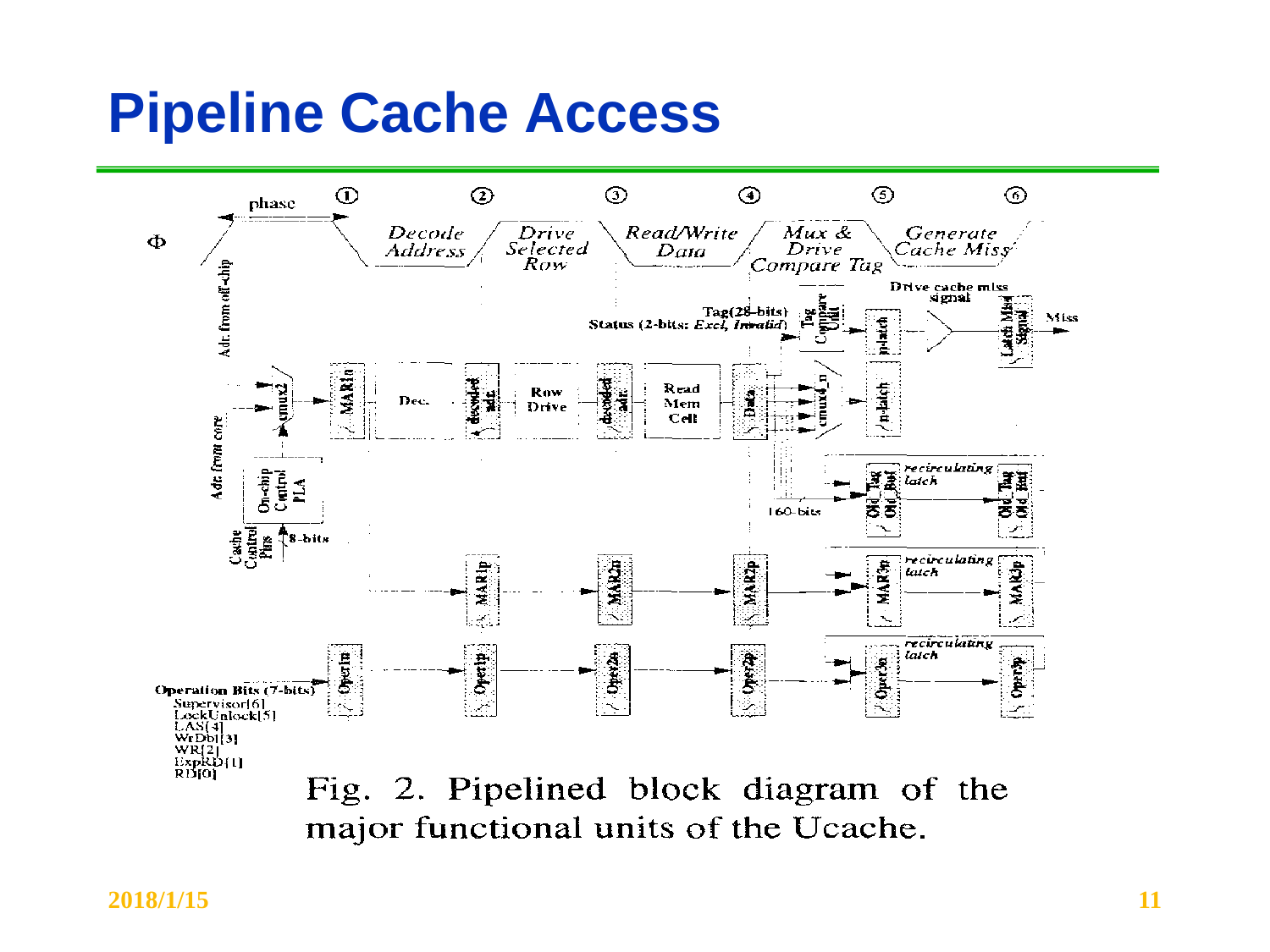# Pipeline Cache Access

Fig. 2. Pipelined block diagram of the major functional units of the Ucache.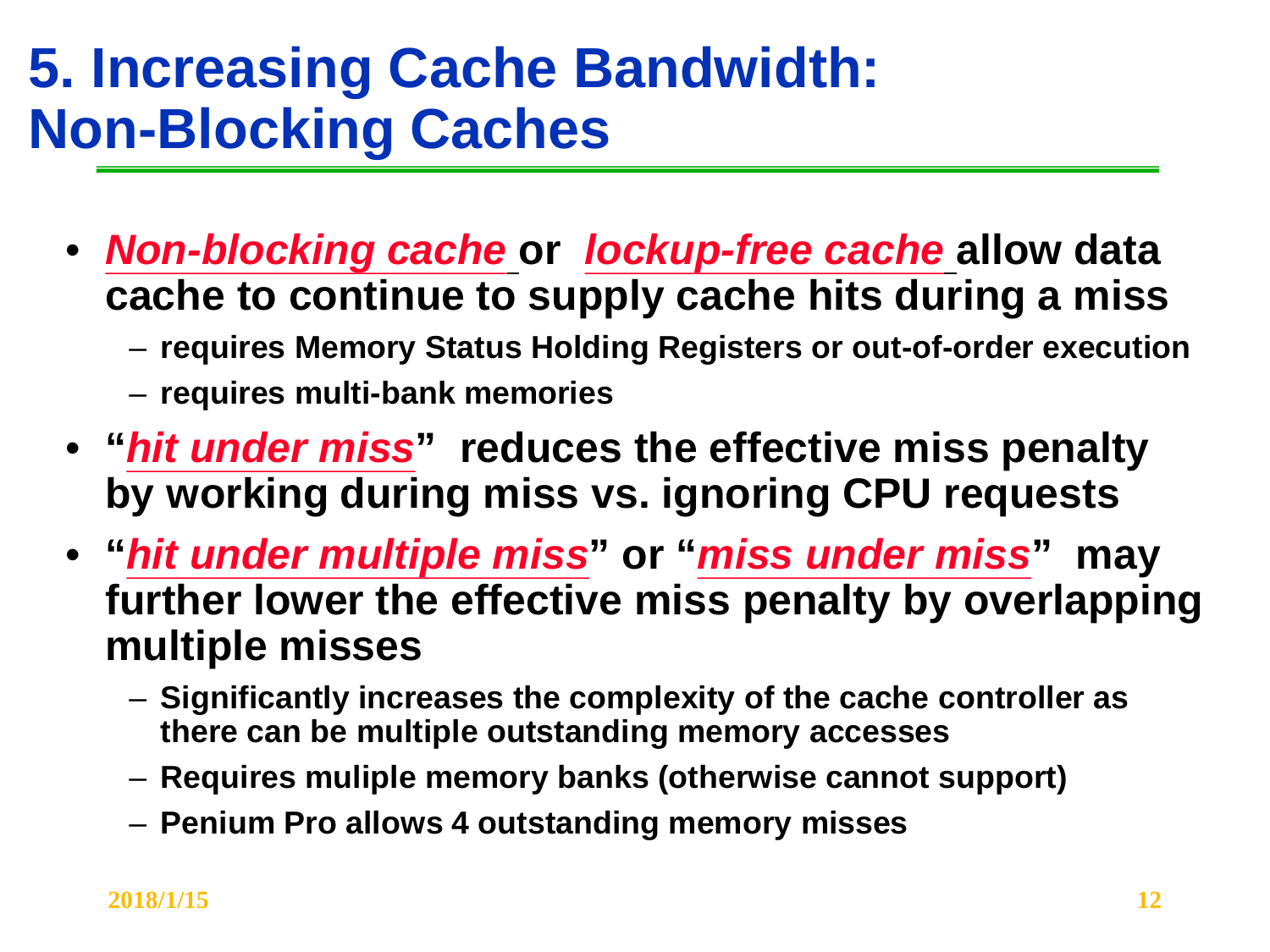# 5. Increasing Cache Bandwidth: Non-Blocking Caches

- ***Non-blocking cache*** **or** ***lockup-free cache*** **allow data cache to continue to supply cache hits during a miss**
  - **requires Memory Status Holding Registers or out-of-order execution**
  - **requires multi-bank memories**
- **"*hit under miss*" reduces the effective miss penalty by working during miss vs. ignoring CPU requests**
- **"*hit under multiple miss*" or "*miss under miss*" may further lower the effective miss penalty by overlapping multiple misses**
  - **Significantly increases the complexity of the cache controller as there can be multiple outstanding memory accesses**
  - **Requires muliple memory banks (otherwise cannot support)**
  - **Penium Pro allows 4 outstanding memory misses**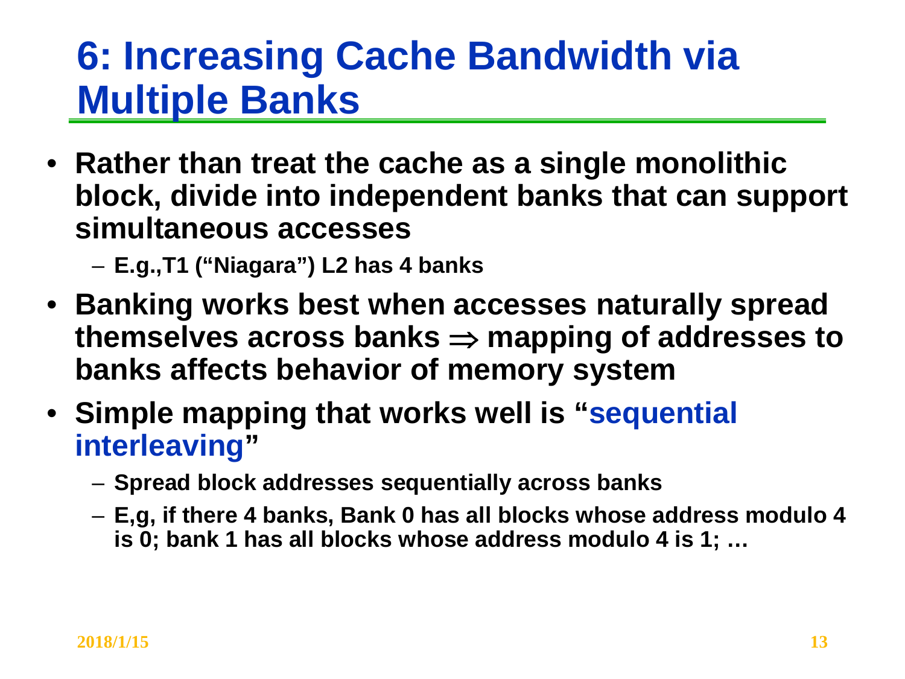# 6: Increasing Cache Bandwidth via Multiple Banks

- **Rather than treat the cache as a single monolithic block, divide into independent banks that can support simultaneous accesses**
  - **E.g.,T1 ("Niagara") L2 has 4 banks**
- **Banking works best when accesses naturally spread themselves across banks ⇒ mapping of addresses to banks affects behavior of memory system**
- **Simple mapping that works well is "sequential interleaving"**
  - **Spread block addresses sequentially across banks**
  - **E,g, if there 4 banks, Bank 0 has all blocks whose address modulo 4 is 0; bank 1 has all blocks whose address modulo 4 is 1; …**

2018/1/15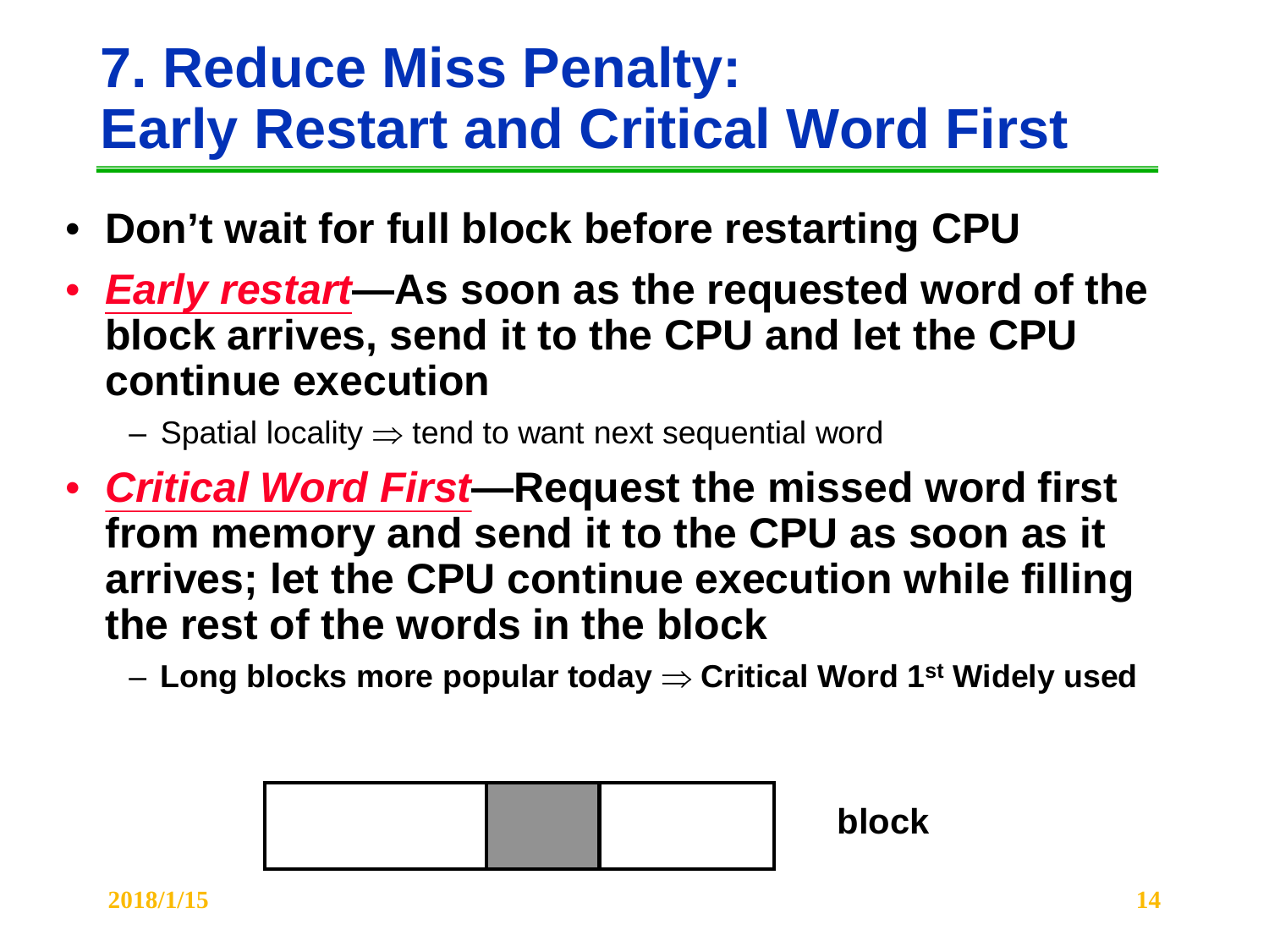# 7. Reduce Miss Penalty: Early Restart and Critical Word First

- **Don't wait for full block before restarting CPU**
- ***Early restart*—As soon as the requested word of the block arrives, send it to the CPU and let the CPU continue execution**
  - Spatial locality $\Rightarrow$ tend to want next sequential word
- ***Critical Word First*—Request the missed word first from memory and send it to the CPU as soon as it arrives; let the CPU continue execution while filling the rest of the words in the block**
  - **Long blocks more popular today $\Rightarrow$ Critical Word 1st Widely used**

**block**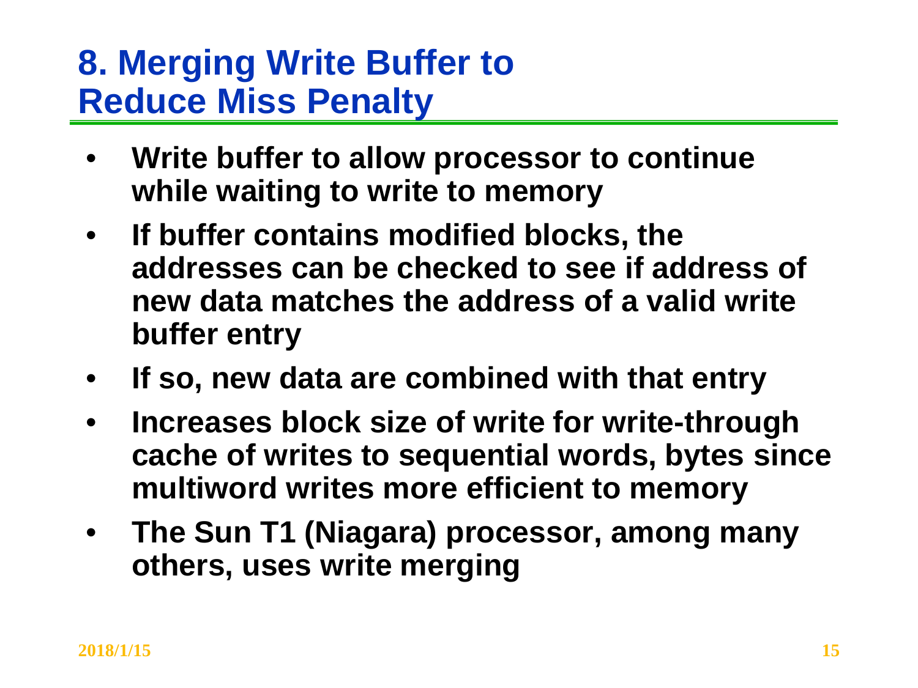# 8. Merging Write Buffer to Reduce Miss Penalty

- **Write buffer to allow processor to continue while waiting to write to memory**
- **If buffer contains modified blocks, the addresses can be checked to see if address of new data matches the address of a valid write buffer entry**
- **If so, new data are combined with that entry**
- **Increases block size of write for write-through cache of writes to sequential words, bytes since multiword writes more efficient to memory**
- **The Sun T1 (Niagara) processor, among many others, uses write merging**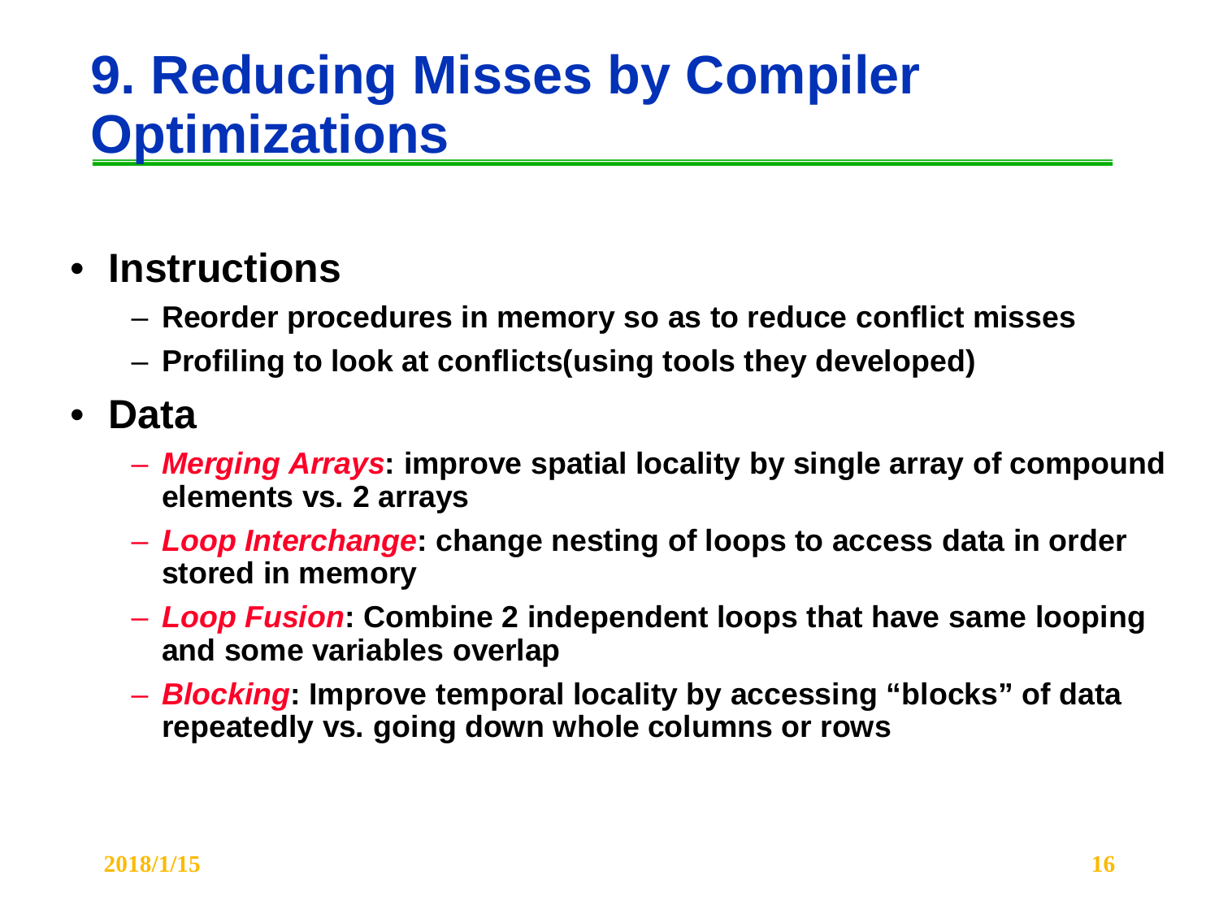# 9. Reducing Misses by Compiler Optimizations

- **Instructions**
  - **Reorder procedures in memory so as to reduce conflict misses**
  - **Profiling to look at conflicts(using tools they developed)**
- **Data**
  - ***Merging Arrays*: improve spatial locality by single array of compound elements vs. 2 arrays**
  - ***Loop Interchange*: change nesting of loops to access data in order stored in memory**
  - ***Loop Fusion*: Combine 2 independent loops that have same looping and some variables overlap**
  - ***Blocking*: Improve temporal locality by accessing "blocks" of data repeatedly vs. going down whole columns or rows**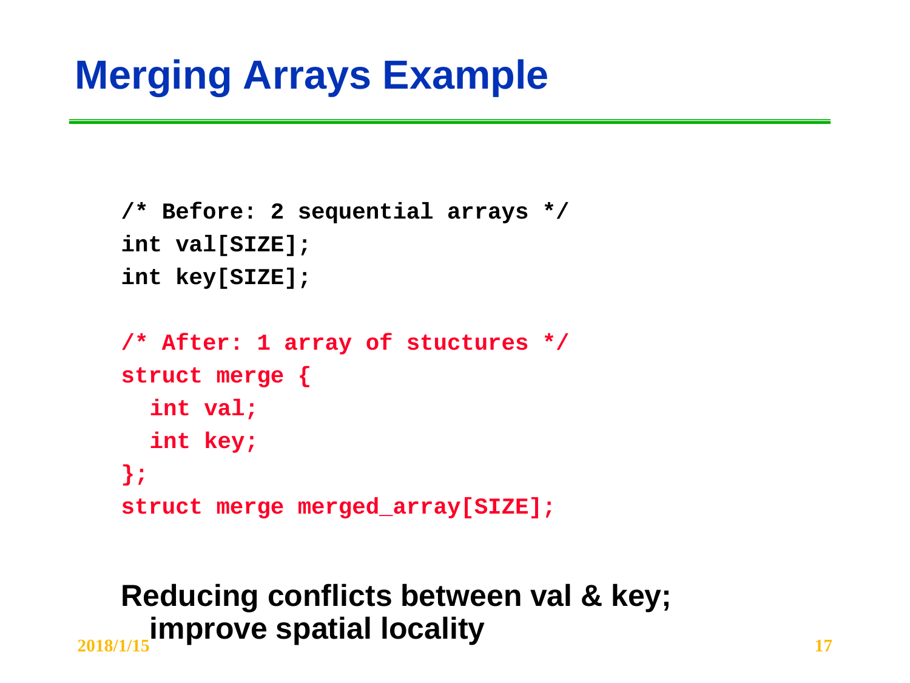# Merging Arrays Example

```
/* Before: 2 sequential arrays */
int val[SIZE];
int key[SIZE];

/* After: 1 array of stuctures */
struct merge {
  int val;
  int key;
};
struct merge merged_array[SIZE];
```

**Reducing conflicts between val & key; improve spatial locality**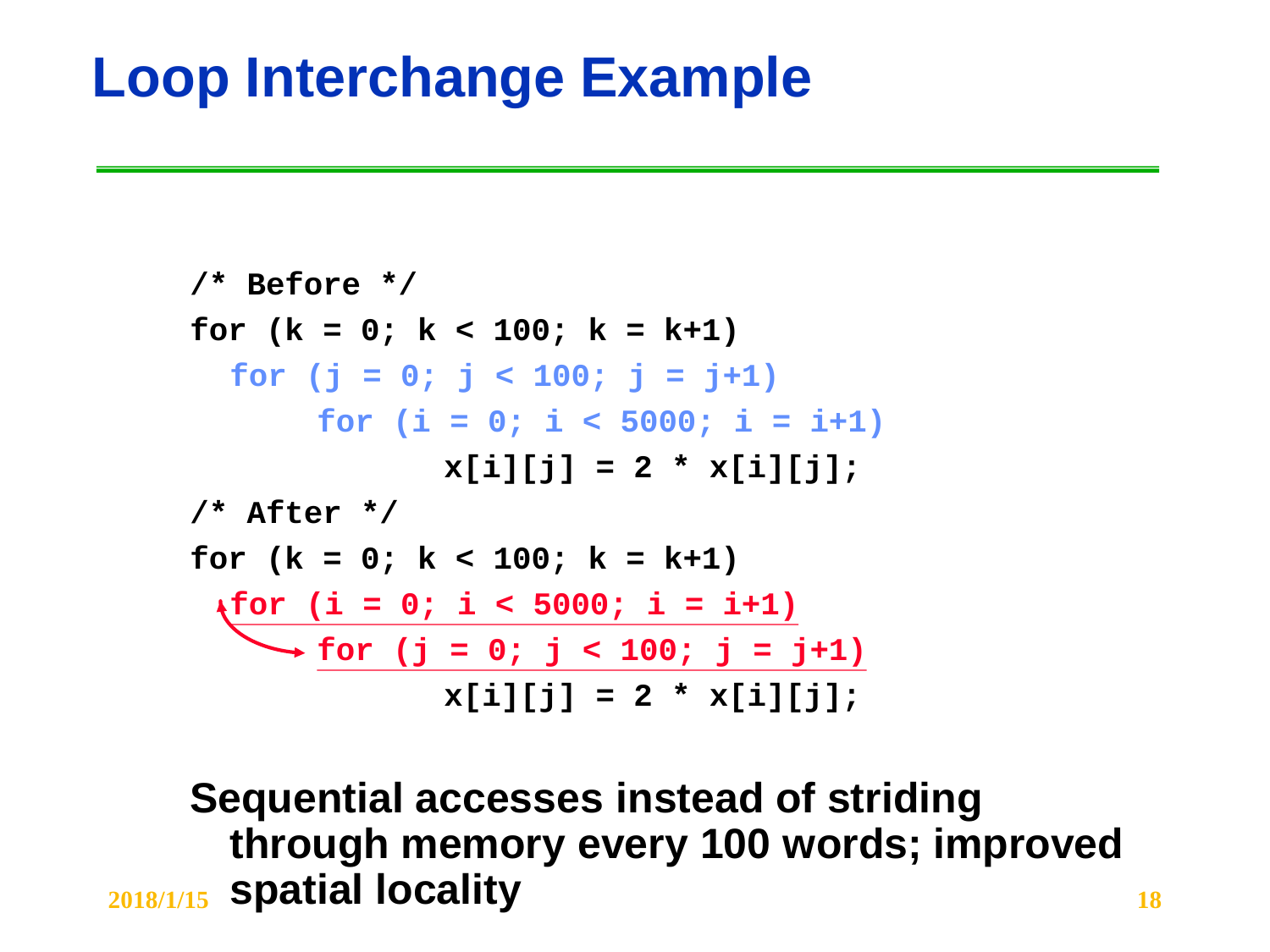# Loop Interchange Example

```
/* Before */
for (k = 0; k < 100; k = k+1)
  for (j = 0; j < 100; j = j+1)
      for (i = 0; i < 5000; i = i+1)
             x[i][j] = 2 * x[i][j];
/* After */
for (k = 0; k < 100; k = k+1)
  for (i = 0; i < 5000; i = i+1)
      for (j = 0; j < 100; j = j+1)
             x[i][j] = 2 * x[i][j];
```

**Sequential accesses instead of striding through memory every 100 words; improved spatial locality**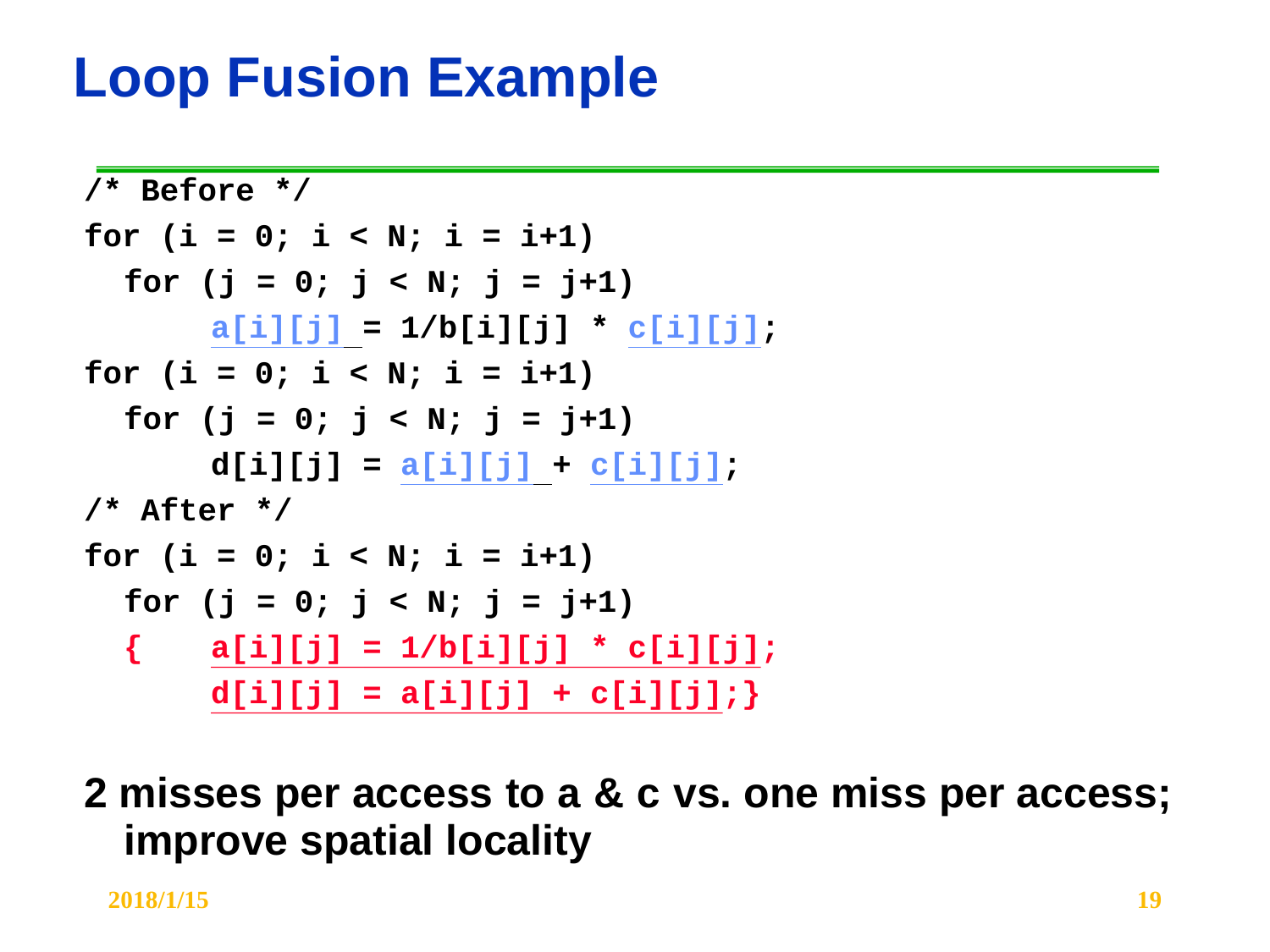# Loop Fusion Example

```
/* Before */
for (i = 0; i < N; i = i+1)
  for (j = 0; j < N; j = j+1)
      a[i][j] = 1/b[i][j] * c[i][j];
for (i = 0; i < N; i = i+1)
  for (j = 0; j < N; j = j+1)
      d[i][j] = a[i][j] + c[i][j];
/* After */
for (i = 0; i < N; i = i+1)
  for (j = 0; j < N; j = j+1)
  {   a[i][j] = 1/b[i][j] * c[i][j];
      d[i][j] = a[i][j] + c[i][j];}
```

**2 misses per access to a & c vs. one miss per access; improve spatial locality**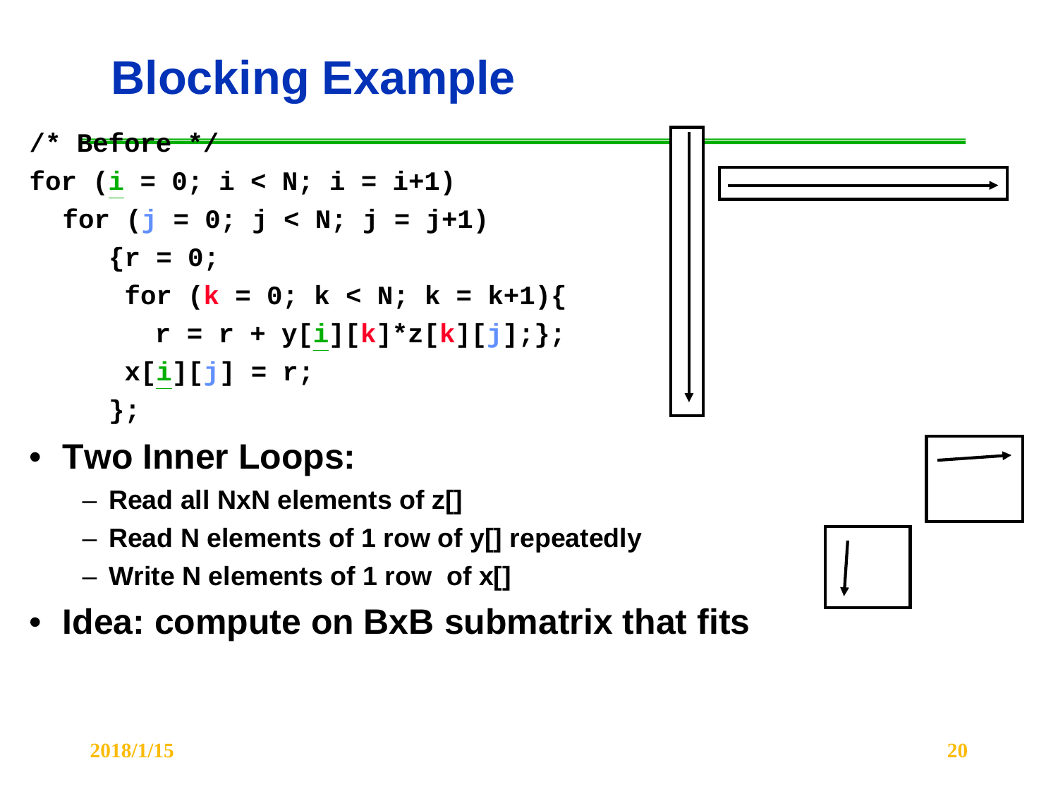# Blocking Example

```
/* Before */
for (i = 0; i < N; i = i+1)
  for (j = 0; j < N; j = j+1)
    {r = 0;
     for (k = 0; k < N; k = k+1){
       r = r + y[i][k]*z[k][j];};
     x[i][j] = r;
    };
```

- **Two Inner Loops:**
  - **Read all NxN elements of z[]**
  - **Read N elements of 1 row of y[] repeatedly**
  - **Write N elements of 1 row of x[]**
- **Idea: compute on BxB submatrix that fits**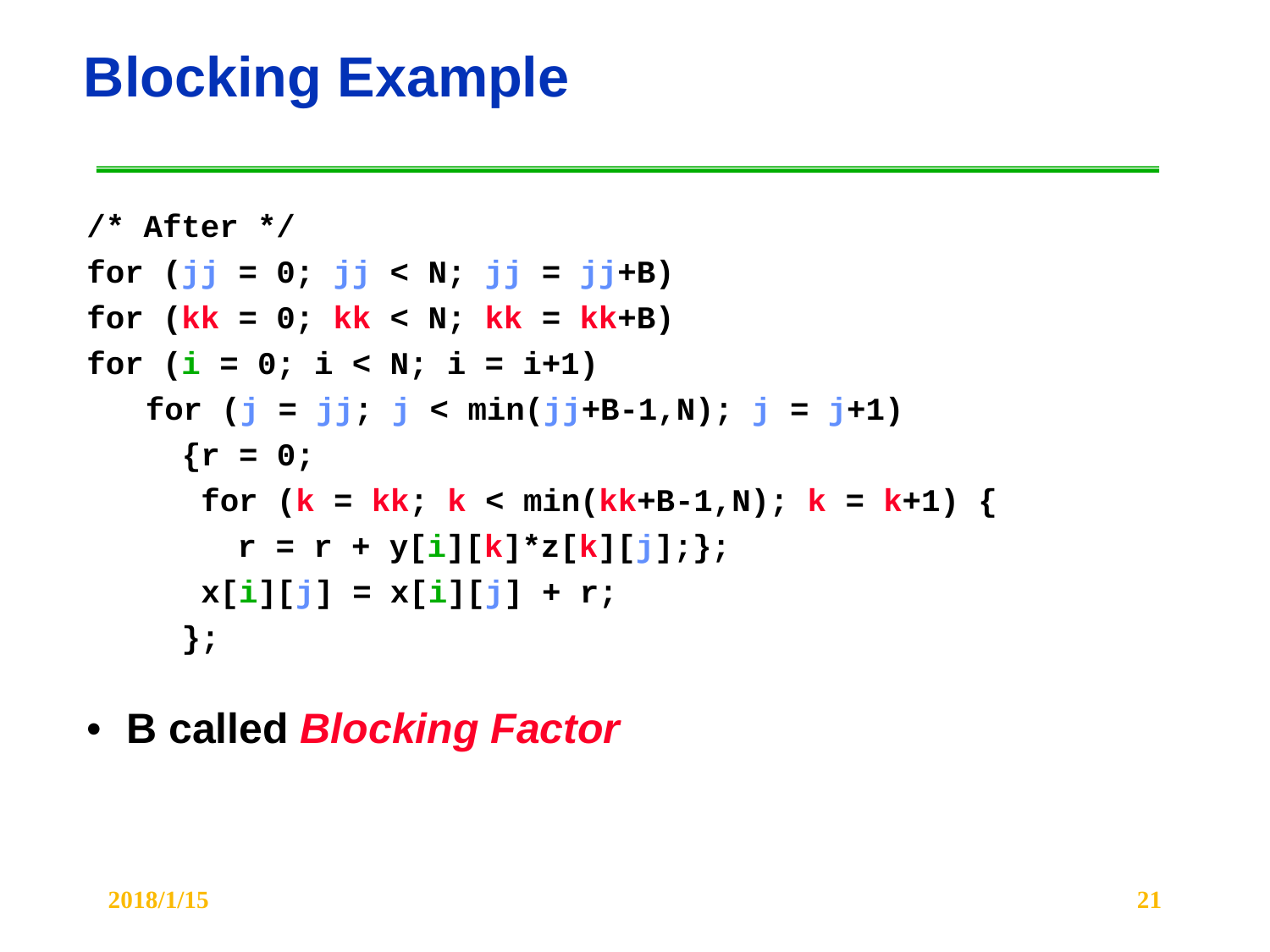# Blocking Example

```
/* After */
for (jj = 0; jj < N; jj = jj+B)
for (kk = 0; kk < N; kk = kk+B)
for (i = 0; i < N; i = i+1)
   for (j = jj; j < min(jj+B-1,N); j = j+1)
     {r = 0;
      for (k = kk; k < min(kk+B-1,N); k = k+1) {
        r = r + y[i][k]*z[k][j];};
      x[i][j] = x[i][j] + r;
     };
```

- **B called *Blocking Factor***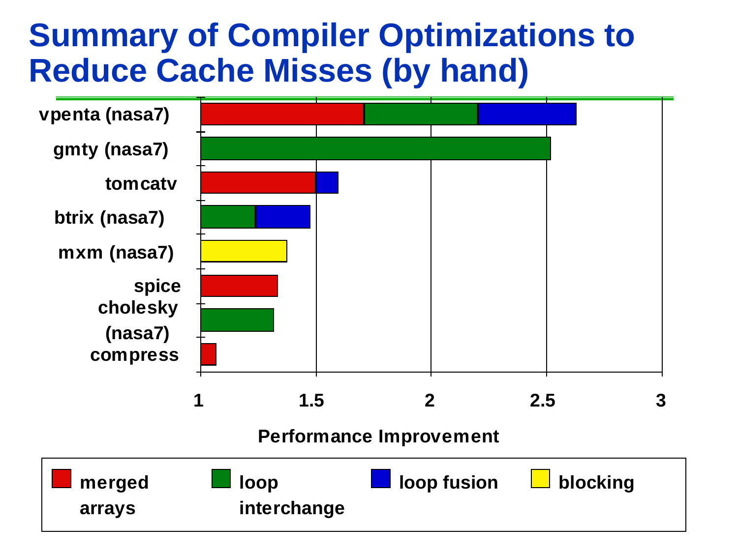# Summary of Compiler Optimizations to Reduce Cache Misses (by hand)

vpenta (nasa7)

gmty (nasa7)

tomcatv

btrix (nasa7)

mxm (nasa7)

spice

cholesky (nasa7)

compress

1 1.5 2 2.5 3

Performance Improvement

merged arrays | loop interchange | loop fusion | blocking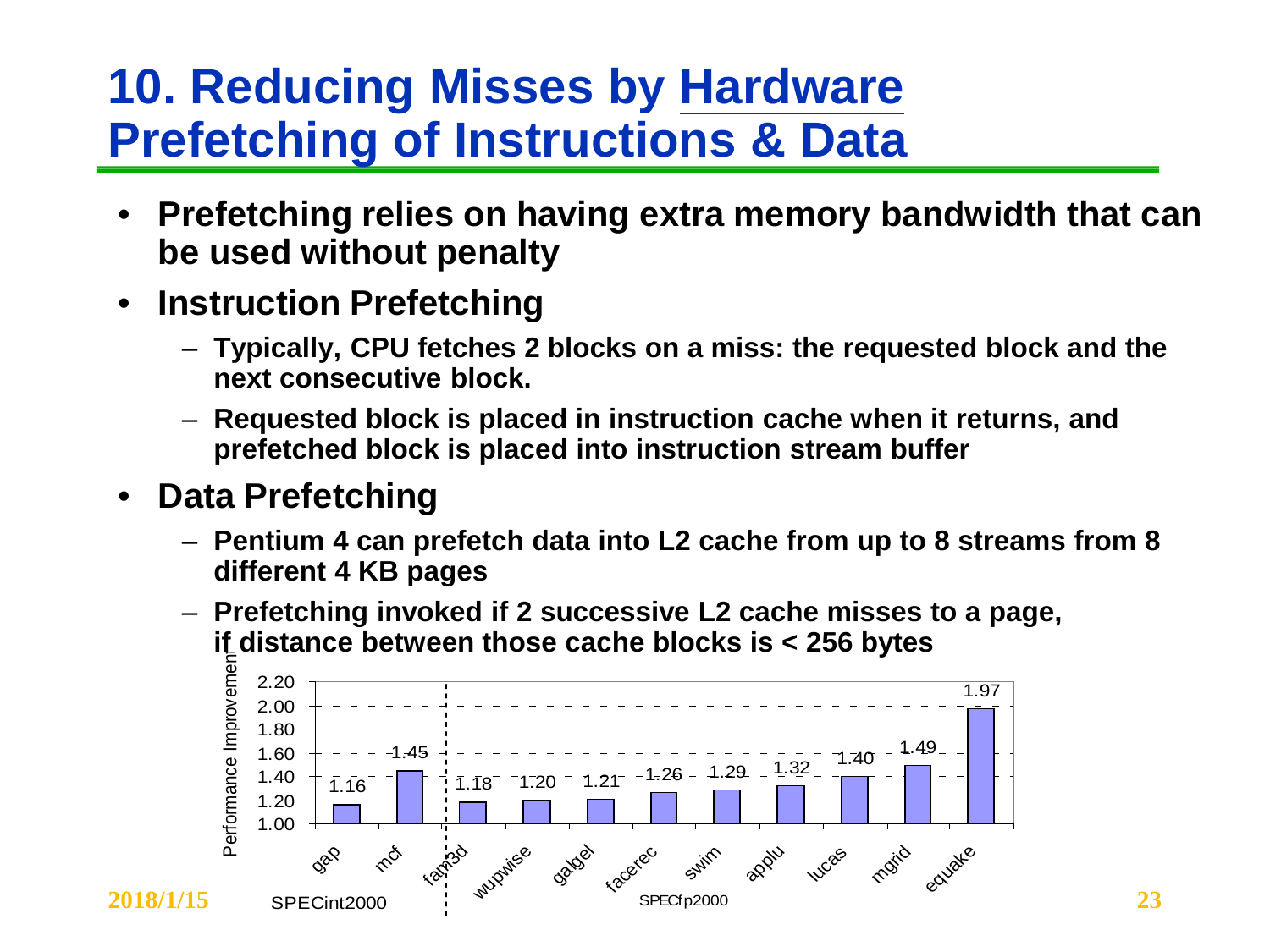# 10. Reducing Misses by Hardware Prefetching of Instructions & Data

- **Prefetching relies on having extra memory bandwidth that can be used without penalty**
- **Instruction Prefetching**
  - **Typically, CPU fetches 2 blocks on a miss: the requested block and the next consecutive block.**
  - **Requested block is placed in instruction cache when it returns, and prefetched block is placed into instruction stream buffer**
- **Data Prefetching**
  - **Pentium 4 can prefetch data into L2 cache from up to 8 streams from 8 different 4 KB pages**
  - **Prefetching invoked if 2 successive L2 cache misses to a page, if distance between those cache blocks is < 256 bytes**

Performance Improvement

| | gap | mcf | fam3d | wupwise | galgel | facerec | swim | applu | lucas | mgrid | equake |
|---|---|---|---|---|---|---|---|---|---|---|---|
| Performance Improvement | 1.16 | 1.45 | 1.18 | 1.20 | 1.21 | 1.26 | 1.29 | 1.32 | 1.40 | 1.49 | 1.97 |

SPECint2000: gap, mcf; SPECfp2000: fam3d, wupwise, galgel, facerec, swim, applu, lucas, mgrid, equake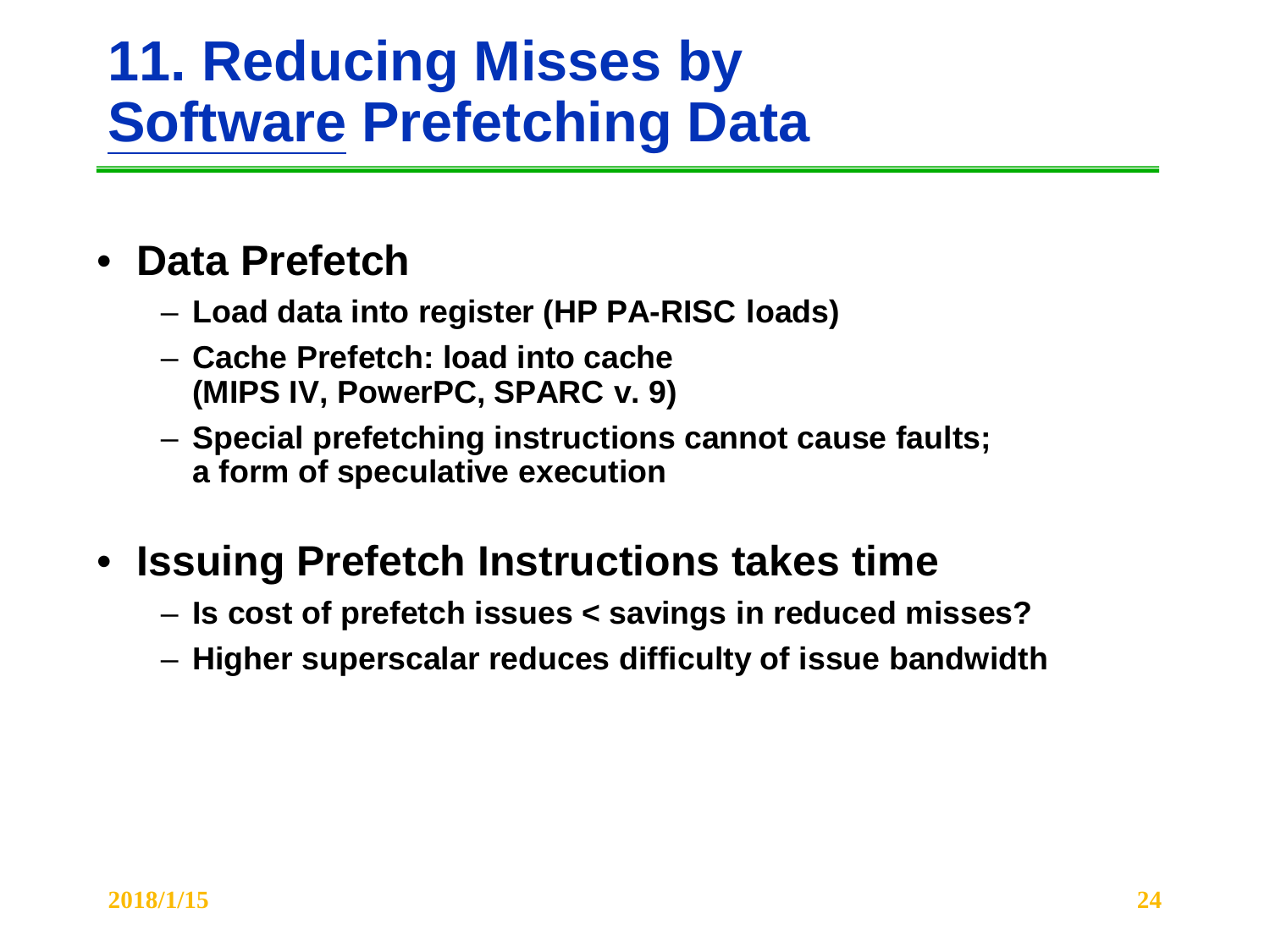# 11. Reducing Misses by Software Prefetching Data

- **Data Prefetch**
  - **Load data into register (HP PA-RISC loads)**
  - **Cache Prefetch: load into cache (MIPS IV, PowerPC, SPARC v. 9)**
  - **Special prefetching instructions cannot cause faults; a form of speculative execution**
- **Issuing Prefetch Instructions takes time**
  - **Is cost of prefetch issues < savings in reduced misses?**
  - **Higher superscalar reduces difficulty of issue bandwidth**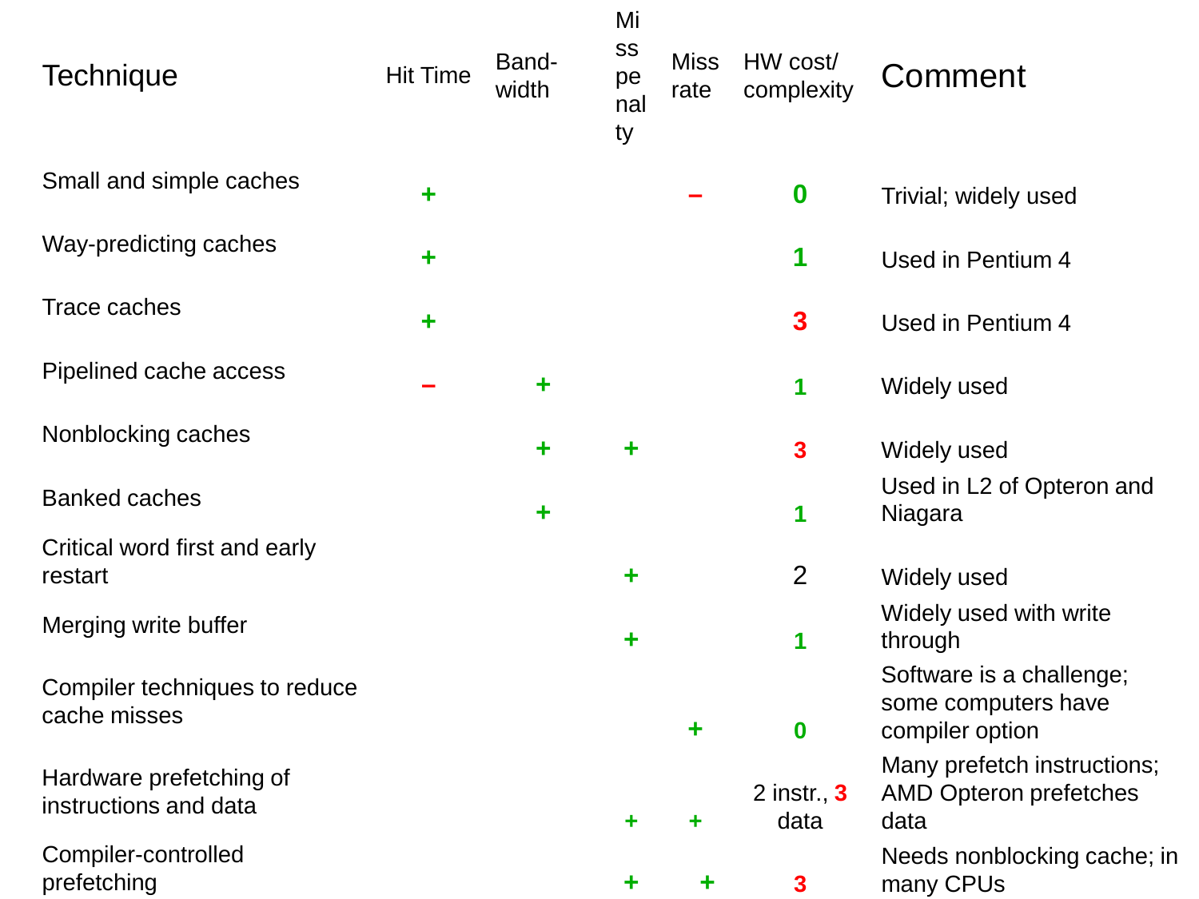| Technique | Hit Time | Band-width | Miss penalty | Miss rate | HW cost/ complexity | Comment |
|---|---|---|---|---|---|---|
| Small and simple caches | + | | | – | 0 | Trivial; widely used |
| Way-predicting caches | + | | | | 1 | Used in Pentium 4 |
| Trace caches | + | | | | 3 | Used in Pentium 4 |
| Pipelined cache access | – | + | | | 1 | Widely used |
| Nonblocking caches | | + | + | | 3 | Widely used |
| Banked caches | | + | | | 1 | Used in L2 of Opteron and Niagara |
| Critical word first and early restart | | | + | | 2 | Widely used |
| Merging write buffer | | | + | | 1 | Widely used with write through |
| Compiler techniques to reduce cache misses | | | | + | 0 | Software is a challenge; some computers have compiler option |
| Hardware prefetching of instructions and data | | | + | + | 2 instr., 3 data | Many prefetch instructions; AMD Opteron prefetches data |
| Compiler-controlled prefetching | | | + | + | 3 | Needs nonblocking cache; in many CPUs |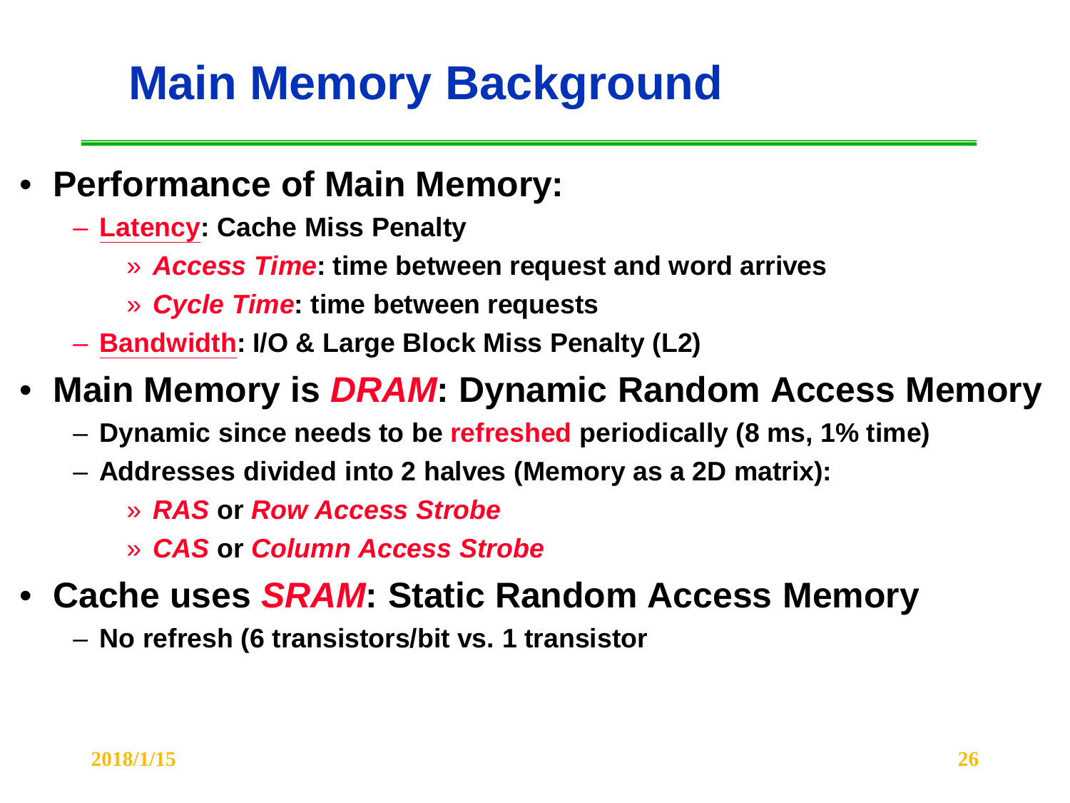# Main Memory Background

- **Performance of Main Memory:**
  - **Latency: Cache Miss Penalty**
    - ***Access Time*: time between request and word arrives**
    - ***Cycle Time*: time between requests**
  - **Bandwidth: I/O & Large Block Miss Penalty (L2)**
- **Main Memory is *DRAM*: Dynamic Random Access Memory**
  - **Dynamic since needs to be refreshed periodically (8 ms, 1% time)**
  - **Addresses divided into 2 halves (Memory as a 2D matrix):**
    - ***RAS* or *Row Access Strobe***
    - ***CAS* or *Column Access Strobe***
- **Cache uses *SRAM*: Static Random Access Memory**
  - **No refresh (6 transistors/bit vs. 1 transistor**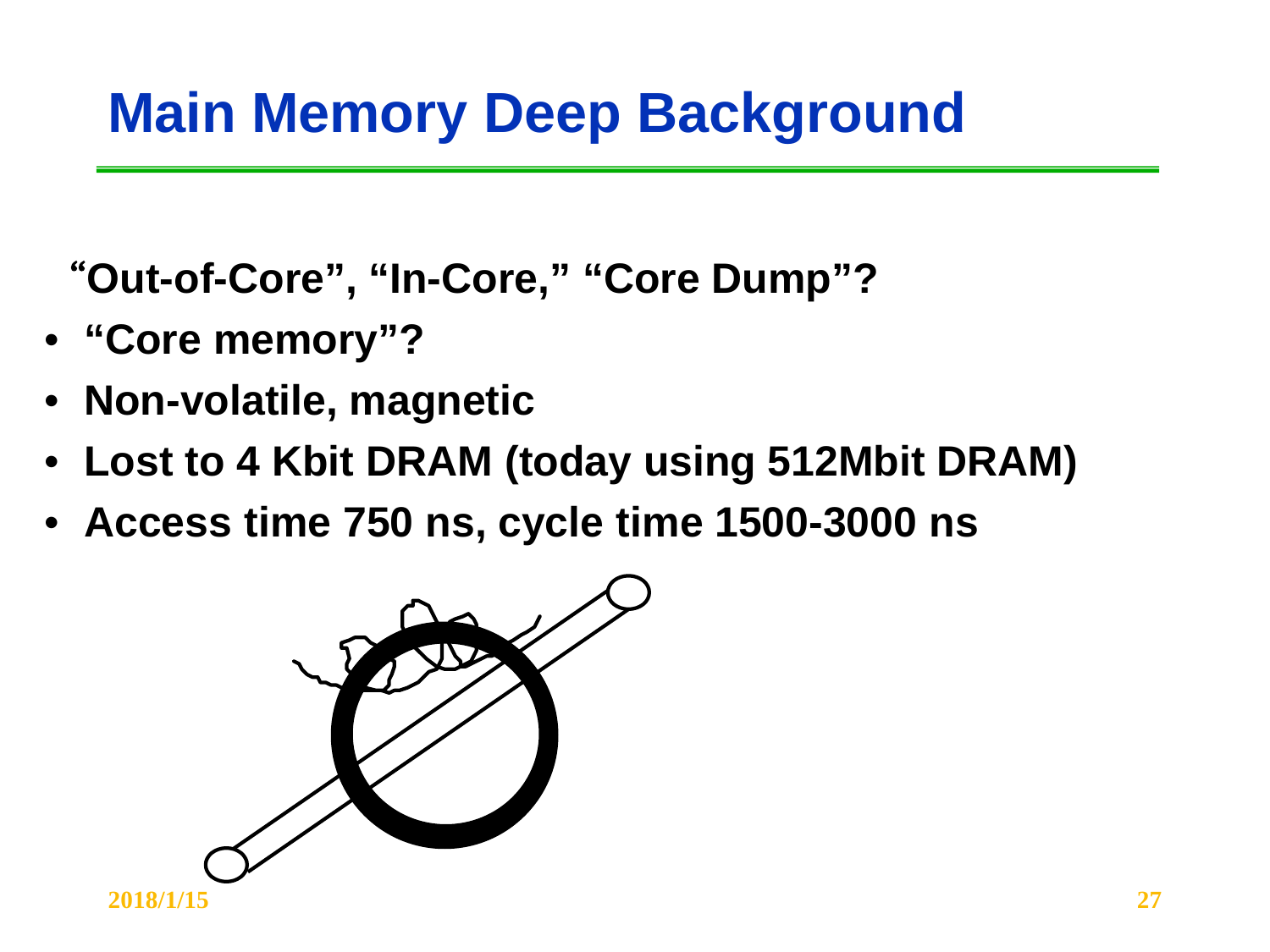# Main Memory Deep Background

**"Out-of-Core", "In-Core," "Core Dump"?**

- **"Core memory"?**
- **Non-volatile, magnetic**
- **Lost to 4 Kbit DRAM (today using 512Mbit DRAM)**
- **Access time 750 ns, cycle time 1500-3000 ns**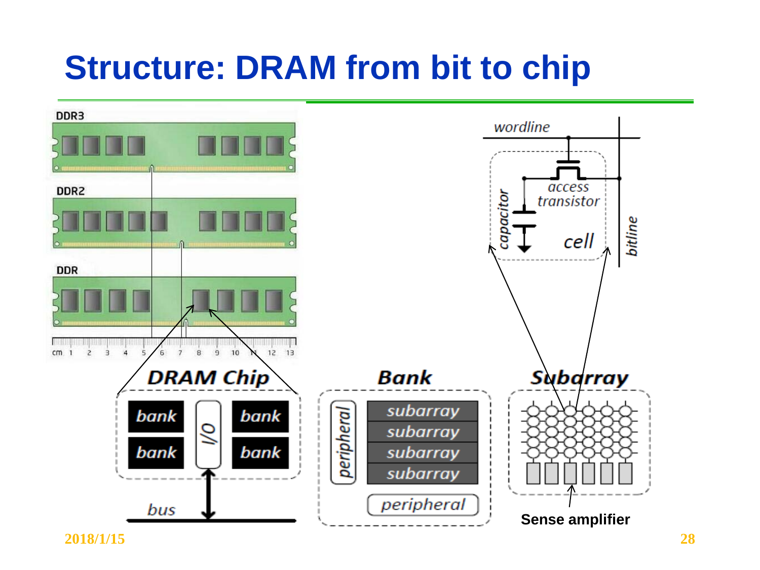# Structure: DRAM from bit to chip

DDR3

DDR2

DDR

DRAM Chip

bank | I/O | bank

bank | | bank

bus

Bank

peripheral

subarray

subarray

subarray

subarray

peripheral

Subarray

Sense amplifier

wordline

access transistor

capacitor

cell

bitline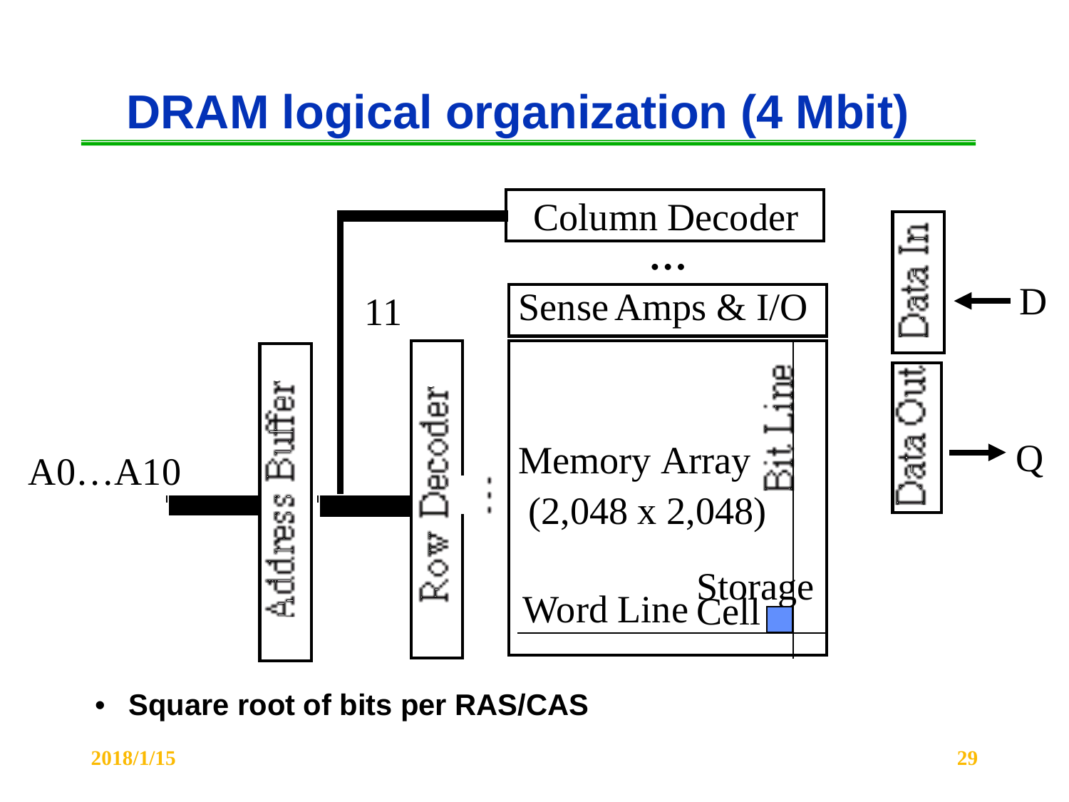# DRAM logical organization (4 Mbit)

Column Decoder

…

Sense Amps & I/O

11

A0…A10

Address Buffer

Row Decoder

Memory Array (2,048 x 2,048)

Bit Line

Word Line

Storage Cell

Data In

D

Data Out

Q

- **Square root of bits per RAS/CAS**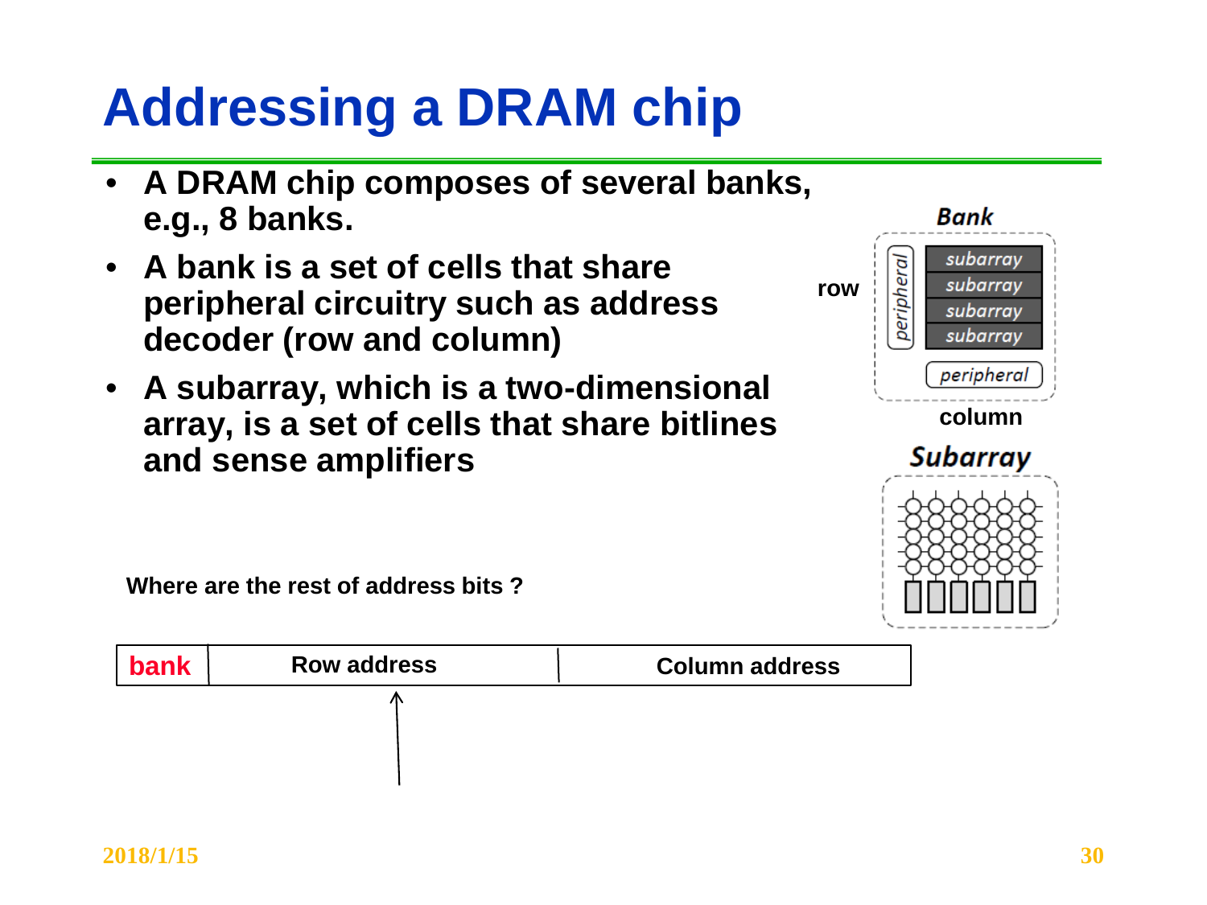# Addressing a DRAM chip

- **A DRAM chip composes of several banks, e.g., 8 banks.**
- **A bank is a set of cells that share peripheral circuitry such as address decoder (row and column)**
- **A subarray, which is a two-dimensional array, is a set of cells that share bitlines and sense amplifiers**

**Where are the rest of address bits ?**

| bank | Row address | Column address |
|---|---|---|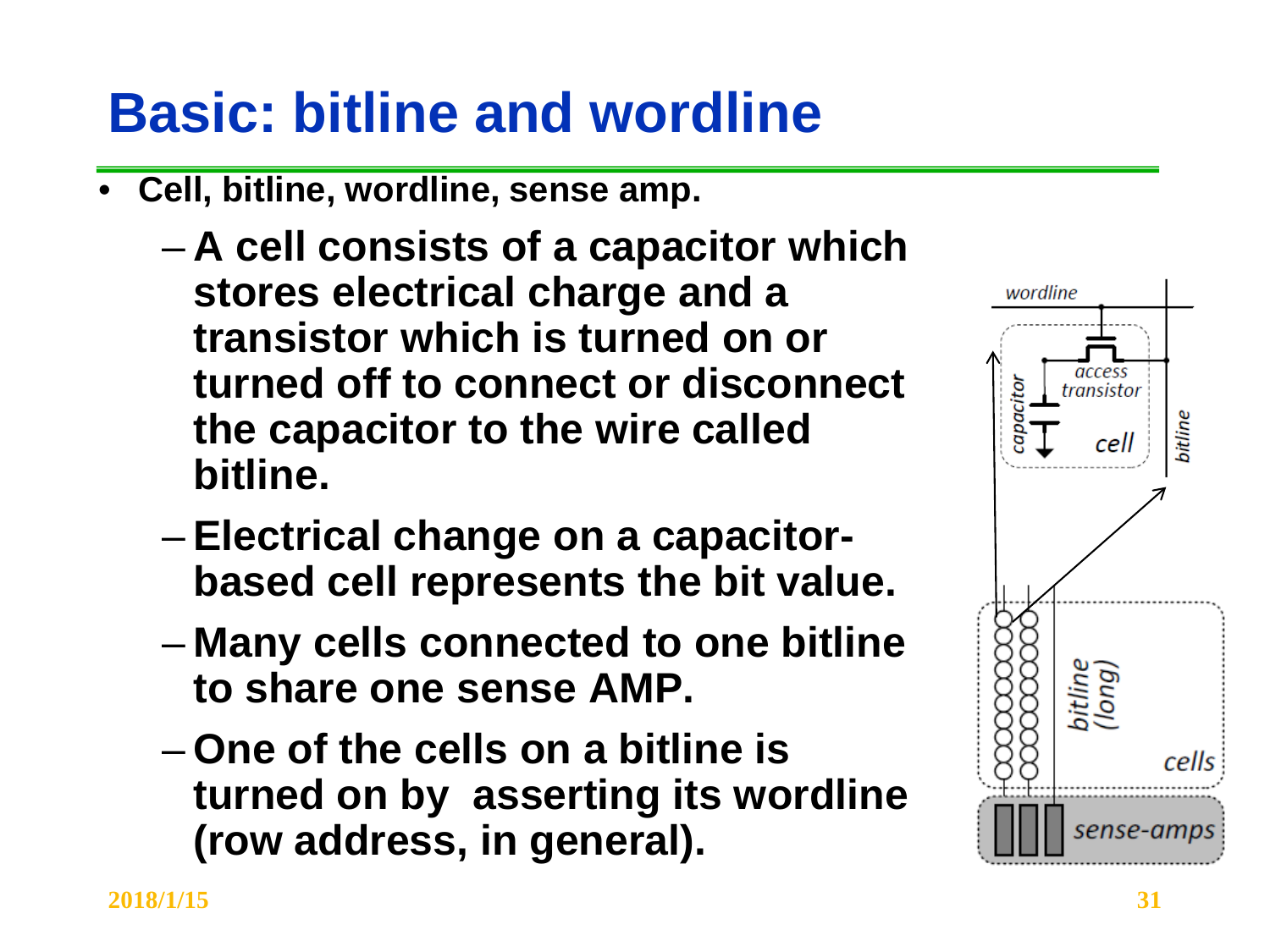# Basic: bitline and wordline

- **Cell, bitline, wordline, sense amp.**
  - **A cell consists of a capacitor which stores electrical charge and a transistor which is turned on or turned off to connect or disconnect the capacitor to the wire called bitline.**
  - **Electrical change on a capacitor-based cell represents the bit value.**
  - **Many cells connected to one bitline to share one sense AMP.**
  - **One of the cells on a bitline is turned on by asserting its wordline (row address, in general).**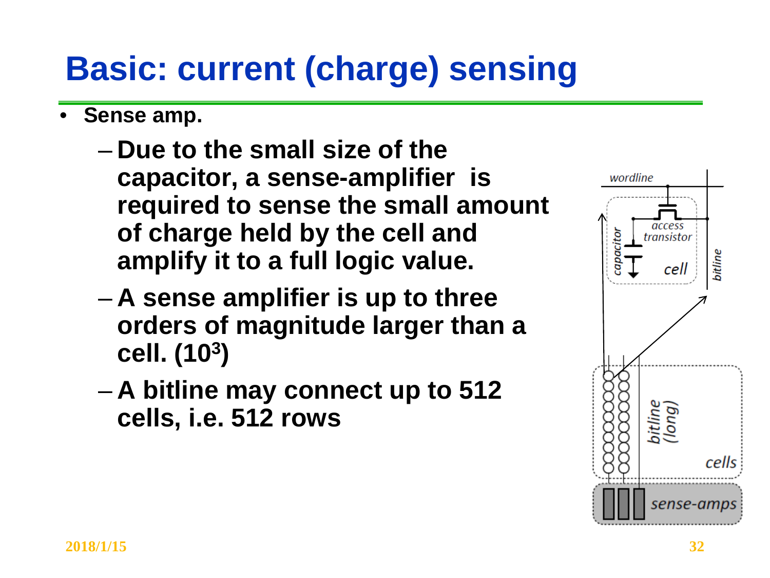# Basic: current (charge) sensing

- **Sense amp.**
  - **Due to the small size of the capacitor, a sense-amplifier is required to sense the small amount of charge held by the cell and amplify it to a full logic value.**
  - **A sense amplifier is up to three orders of magnitude larger than a cell. ($10^3$)**
  - **A bitline may connect up to 512 cells, i.e. 512 rows**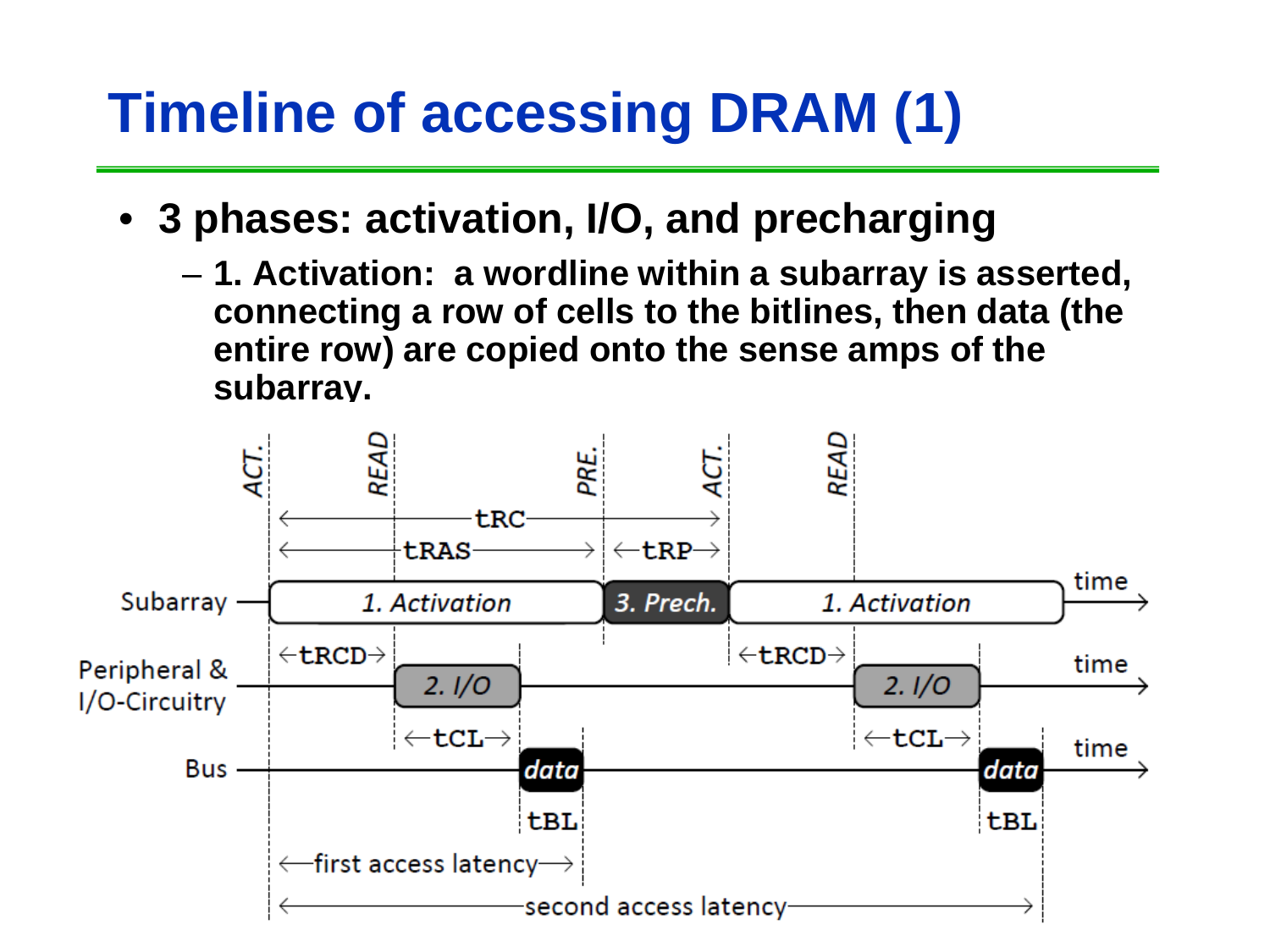# Timeline of accessing DRAM (1)

- **3 phases: activation, I/O, and precharging**
  - **1. Activation: a wordline within a subarray is asserted, connecting a row of cells to the bitlines, then data (the entire row) are copied onto the sense amps of the subarray.**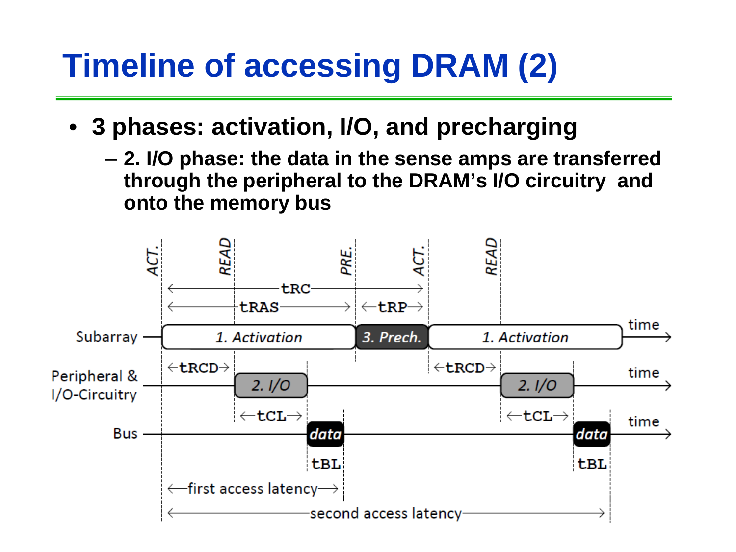# Timeline of accessing DRAM (2)

- **3 phases: activation, I/O, and precharging**
  - **2. I/O phase: the data in the sense amps are transferred through the peripheral to the DRAM's I/O circuitry and onto the memory bus**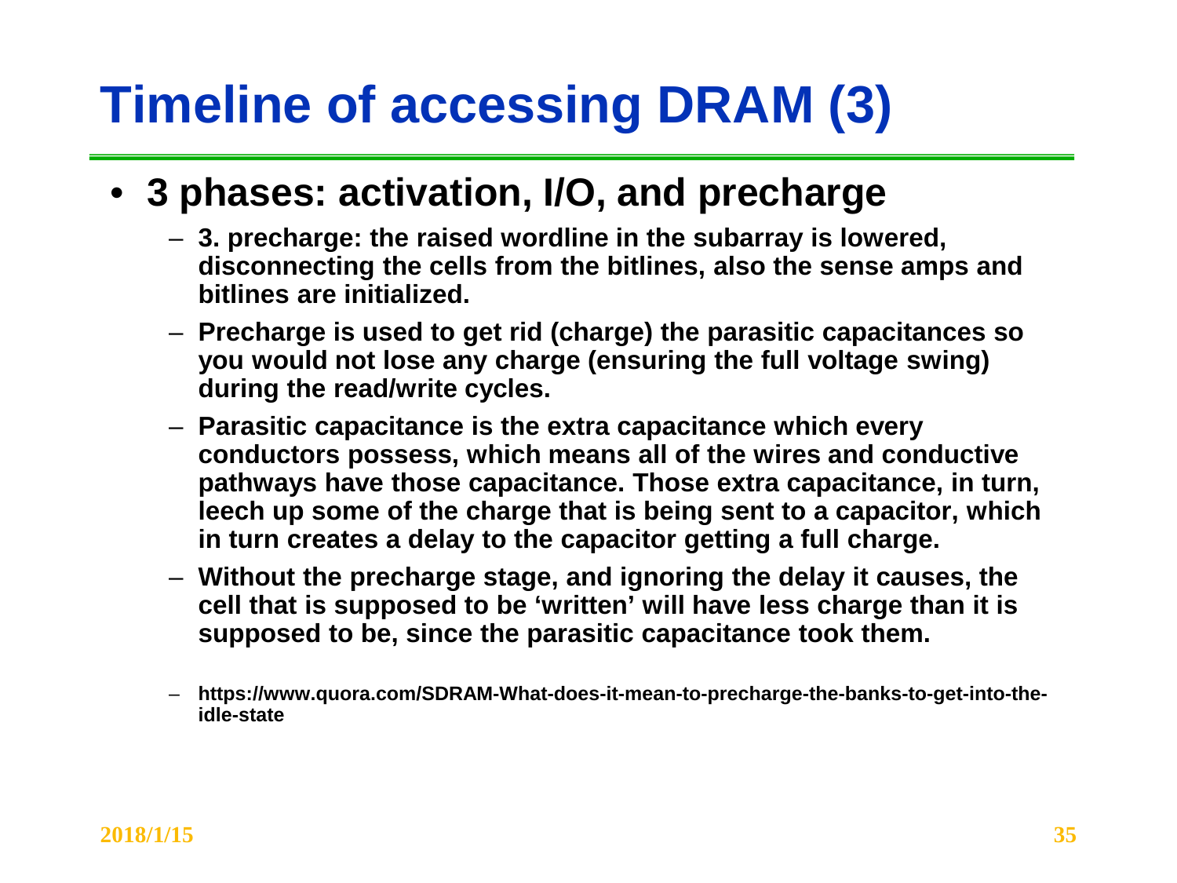# Timeline of accessing DRAM (3)

- **3 phases: activation, I/O, and precharge**
  - **3. precharge: the raised wordline in the subarray is lowered, disconnecting the cells from the bitlines, also the sense amps and bitlines are initialized.**
  - **Precharge is used to get rid (charge) the parasitic capacitances so you would not lose any charge (ensuring the full voltage swing) during the read/write cycles.**
  - **Parasitic capacitance is the extra capacitance which every conductors possess, which means all of the wires and conductive pathways have those capacitance. Those extra capacitance, in turn, leech up some of the charge that is being sent to a capacitor, which in turn creates a delay to the capacitor getting a full charge.**
  - **Without the precharge stage, and ignoring the delay it causes, the cell that is supposed to be 'written' will have less charge than it is supposed to be, since the parasitic capacitance took them.**
  - **https://www.quora.com/SDRAM-What-does-it-mean-to-precharge-the-banks-to-get-into-the-idle-state**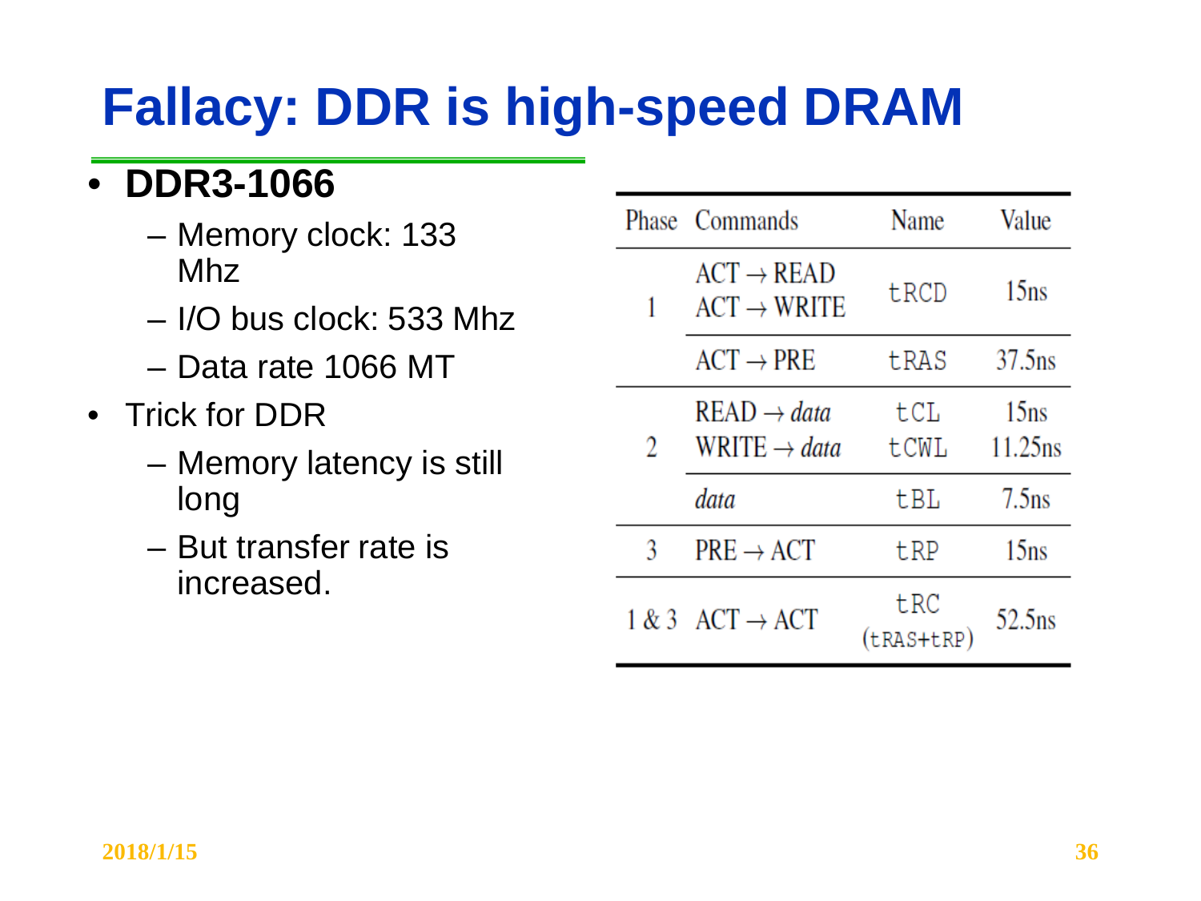# Fallacy: DDR is high-speed DRAM

- **DDR3-1066**
  - Memory clock: 133 Mhz
  - I/O bus clock: 533 Mhz
  - Data rate 1066 MT
- Trick for DDR
  - Memory latency is still long
  - But transfer rate is increased.

| Phase | Commands | Name | Value |
|---|---|---|---|
| 1 | ACT → READ<br>ACT → WRITE | tRCD | 15ns |
| | ACT → PRE | tRAS | 37.5ns |
| 2 | READ → *data*<br>WRITE → *data* | tCL<br>tCWL | 15ns<br>11.25ns |
| | *data* | tBL | 7.5ns |
| 3 | PRE → ACT | tRP | 15ns |
| 1 & 3 | ACT → ACT | tRC (tRAS+tRP) | 52.5ns |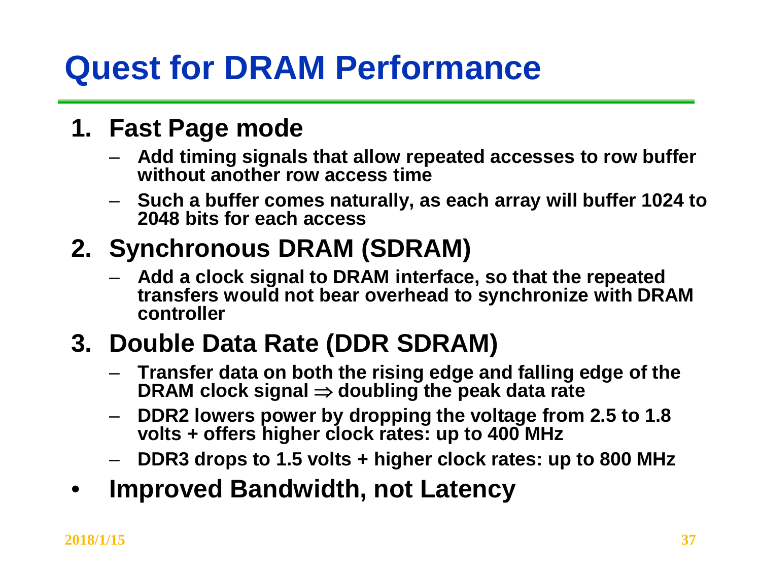# Quest for DRAM Performance

1. **Fast Page mode**
   - Add timing signals that allow repeated accesses to row buffer without another row access time
   - Such a buffer comes naturally, as each array will buffer 1024 to 2048 bits for each access
2. **Synchronous DRAM (SDRAM)**
   - Add a clock signal to DRAM interface, so that the repeated transfers would not bear overhead to synchronize with DRAM controller
3. **Double Data Rate (DDR SDRAM)**
   - Transfer data on both the rising edge and falling edge of the DRAM clock signal $\Rightarrow$ doubling the peak data rate
   - DDR2 lowers power by dropping the voltage from 2.5 to 1.8 volts + offers higher clock rates: up to 400 MHz
   - DDR3 drops to 1.5 volts + higher clock rates: up to 800 MHz

- **Improved Bandwidth, not Latency**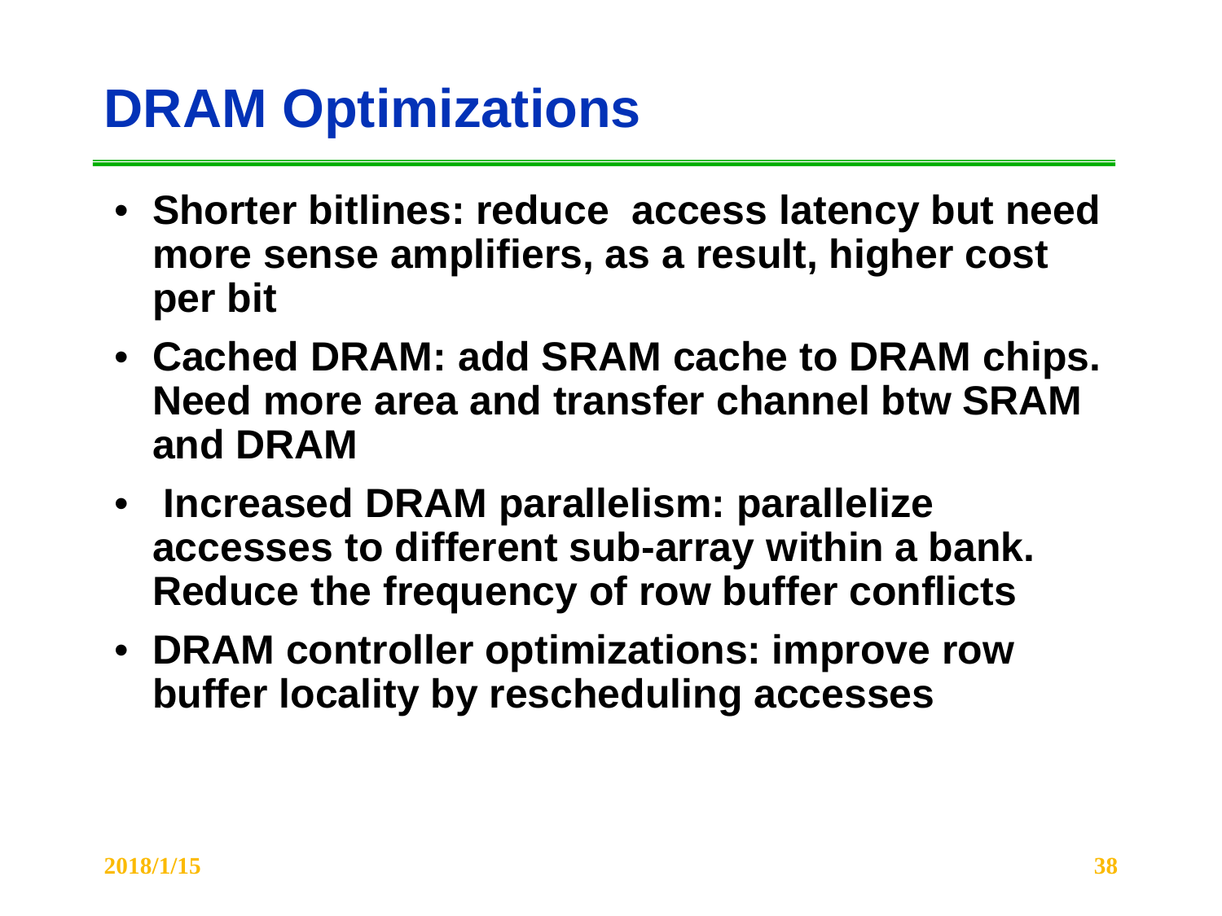# DRAM Optimizations

- **Shorter bitlines: reduce access latency but need more sense amplifiers, as a result, higher cost per bit**
- **Cached DRAM: add SRAM cache to DRAM chips. Need more area and transfer channel btw SRAM and DRAM**
- **Increased DRAM parallelism: parallelize accesses to different sub-array within a bank. Reduce the frequency of row buffer conflicts**
- **DRAM controller optimizations: improve row buffer locality by rescheduling accesses**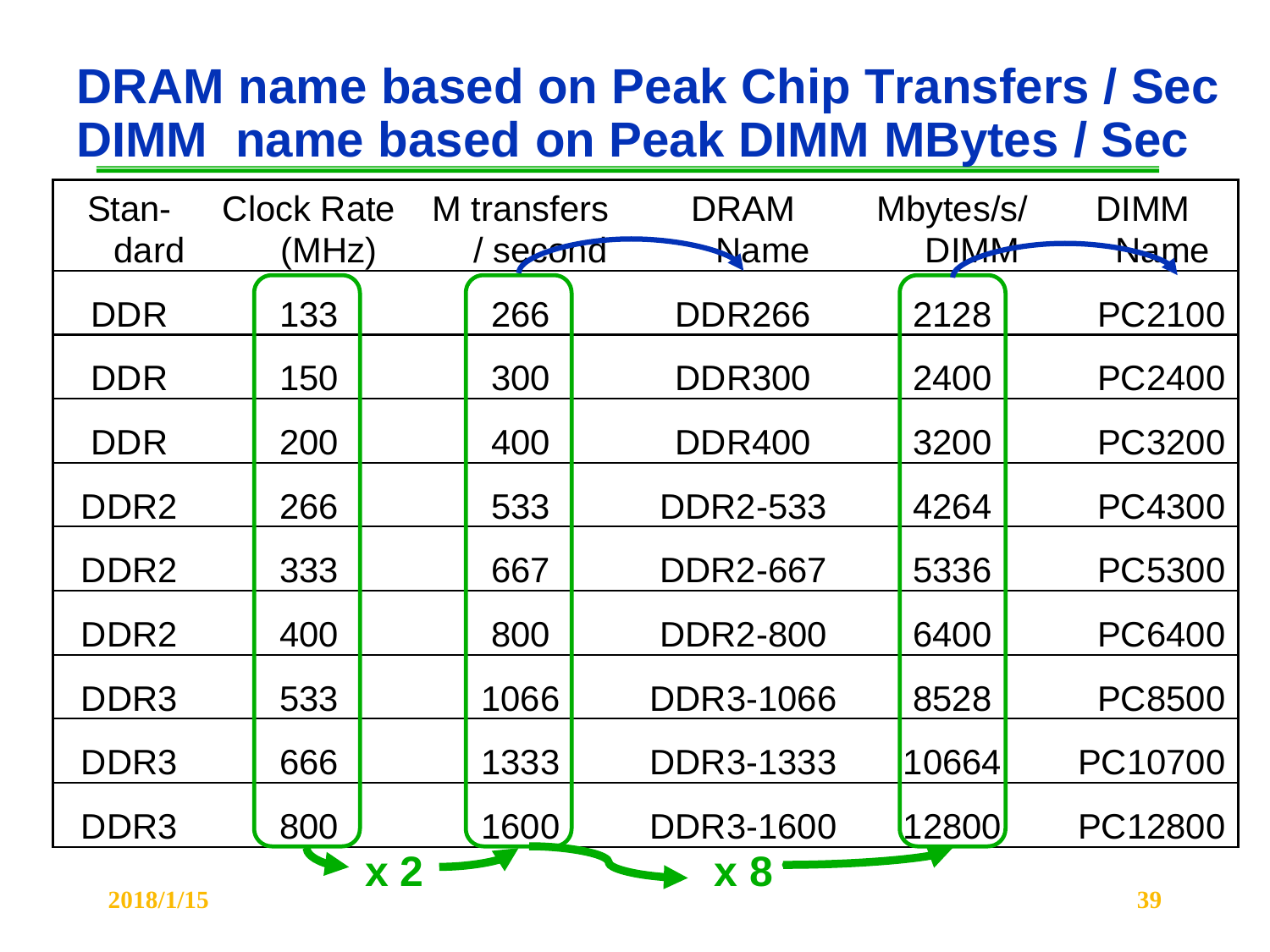# DRAM name based on Peak Chip Transfers / Sec
# DIMM name based on Peak DIMM MBytes / Sec

| Standard | Clock Rate (MHz) | M transfers / second | DRAM Name | Mbytes/s/ DIMM | DIMM Name |
|---|---|---|---|---|---|
| DDR | 133 | 266 | DDR266 | 2128 | PC2100 |
| DDR | 150 | 300 | DDR300 | 2400 | PC2400 |
| DDR | 200 | 400 | DDR400 | 3200 | PC3200 |
| DDR2 | 266 | 533 | DDR2-533 | 4264 | PC4300 |
| DDR2 | 333 | 667 | DDR2-667 | 5336 | PC5300 |
| DDR2 | 400 | 800 | DDR2-800 | 6400 | PC6400 |
| DDR3 | 533 | 1066 | DDR3-1066 | 8528 | PC8500 |
| DDR3 | 666 | 1333 | DDR3-1333 | 10664 | PC10700 |
| DDR3 | 800 | 1600 | DDR3-1600 | 12800 | PC12800 |

x 2 (Clock Rate → M transfers / second)

x 8 (M transfers / second → Mbytes/s/DIMM)

2018/1/15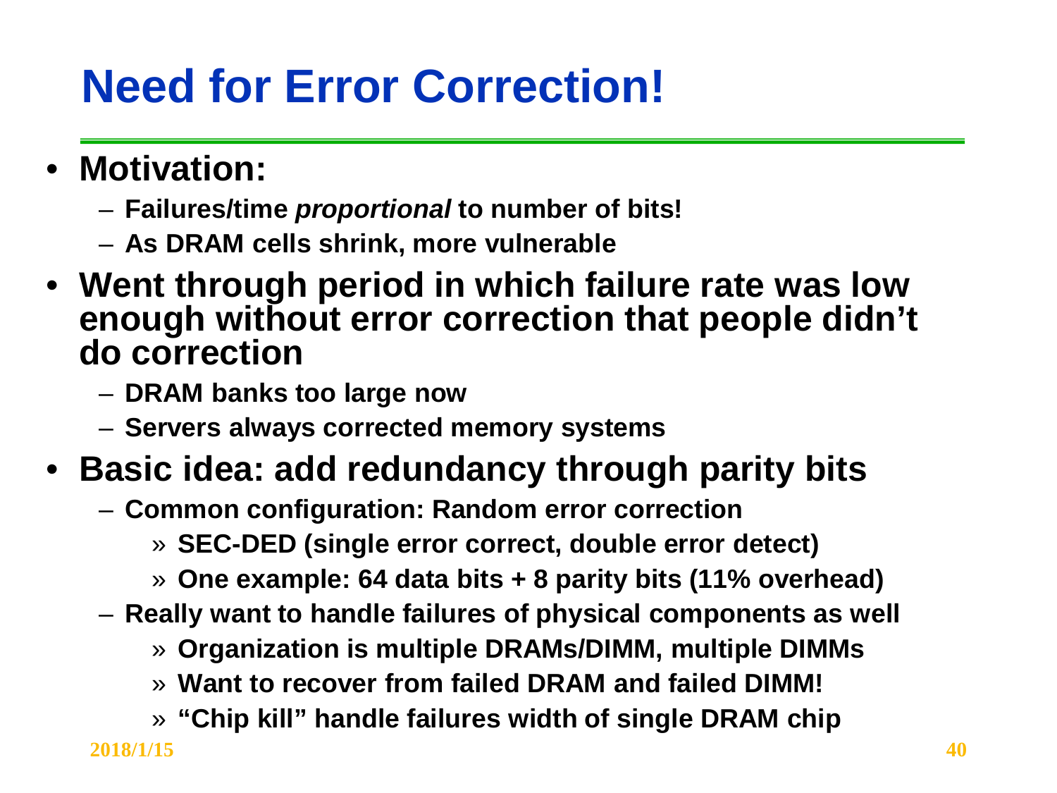# Need for Error Correction!

- **Motivation:**
  - **Failures/time *proportional* to number of bits!**
  - **As DRAM cells shrink, more vulnerable**
- **Went through period in which failure rate was low enough without error correction that people didn't do correction**
  - **DRAM banks too large now**
  - **Servers always corrected memory systems**
- **Basic idea: add redundancy through parity bits**
  - **Common configuration: Random error correction**
    - **SEC-DED (single error correct, double error detect)**
    - **One example: 64 data bits + 8 parity bits (11% overhead)**
  - **Really want to handle failures of physical components as well**
    - **Organization is multiple DRAMs/DIMM, multiple DIMMs**
    - **Want to recover from failed DRAM and failed DIMM!**
    - **"Chip kill" handle failures width of single DRAM chip**

2018/1/15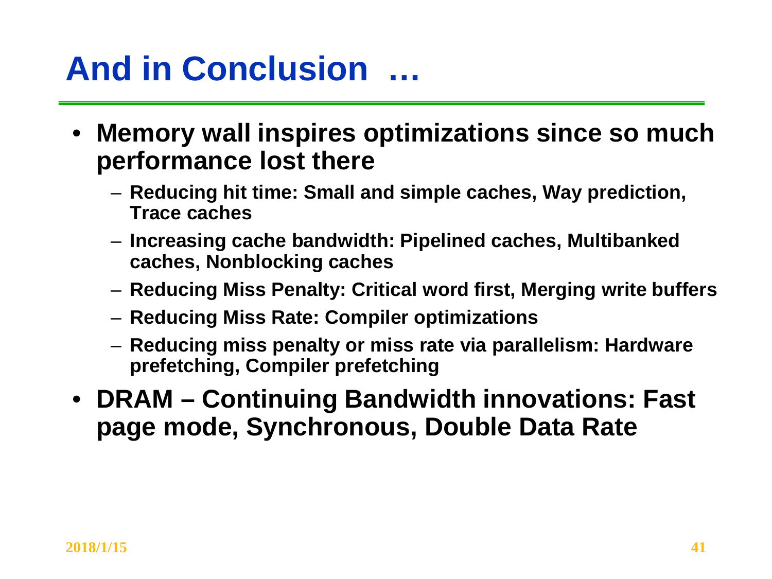# And in Conclusion …

- **Memory wall inspires optimizations since so much performance lost there**
  - **Reducing hit time: Small and simple caches, Way prediction, Trace caches**
  - **Increasing cache bandwidth: Pipelined caches, Multibanked caches, Nonblocking caches**
  - **Reducing Miss Penalty: Critical word first, Merging write buffers**
  - **Reducing Miss Rate: Compiler optimizations**
  - **Reducing miss penalty or miss rate via parallelism: Hardware prefetching, Compiler prefetching**
- **DRAM – Continuing Bandwidth innovations: Fast page mode, Synchronous, Double Data Rate**